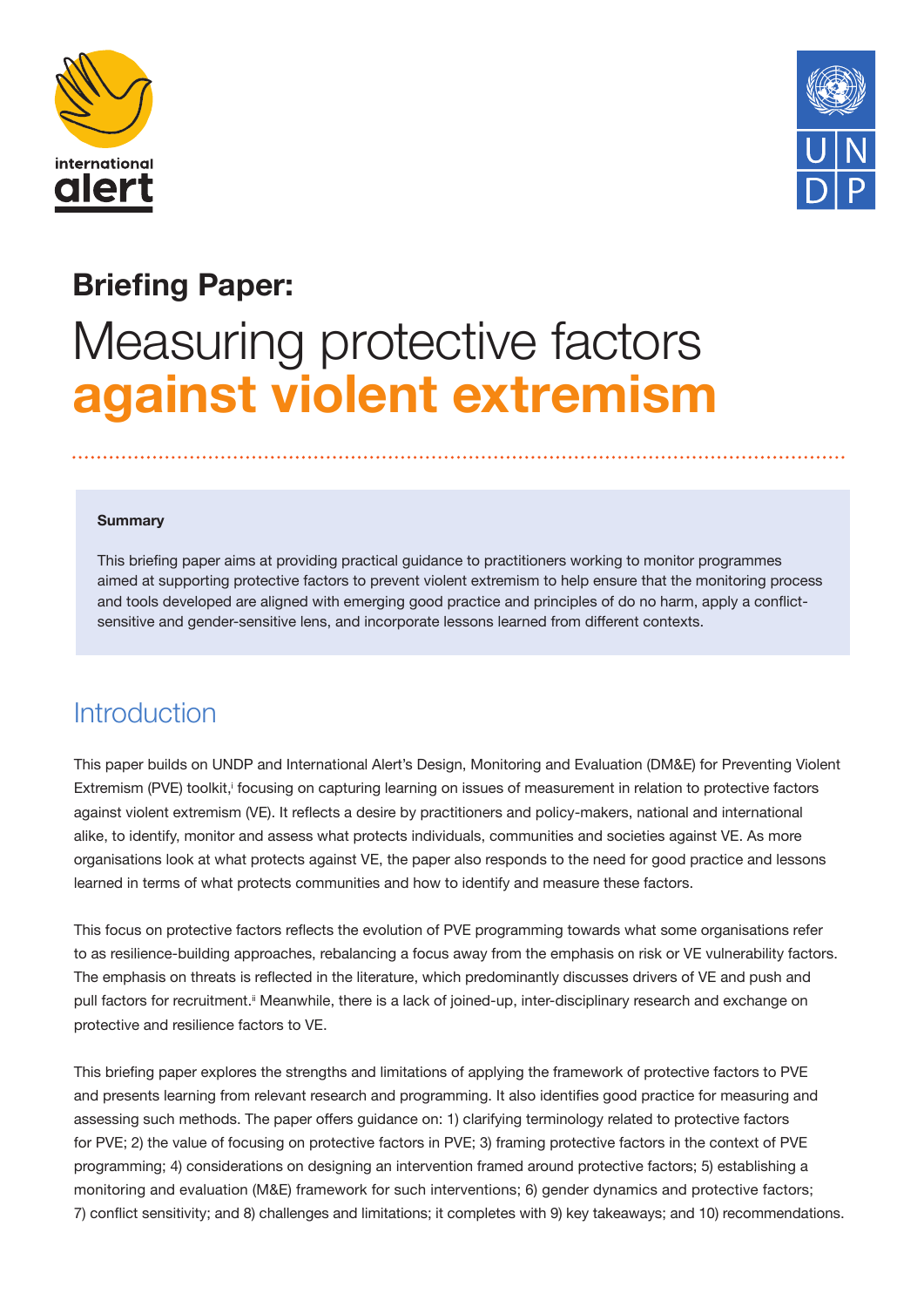**Briefing Paper:**

# Measuring protective factors against violent extremism

**Summary**

This briefing paper aims at providing practical guidance to practitioners working to monitor programmes aimed at supporting protective factors to prevent violent extremism to help ensure that the monitoring process and tools developed are aligned with emerging good practice and principles of do no harm, apply a conflict-sensitive and gender-sensitive lens, and incorporate lessons learned from different contexts.

## Introduction

This paper builds on UNDP and International Alert's Design, Monitoring and Evaluation (DM&E) for Preventing Violent Extremism (PVE) toolkit,[i] focusing on capturing learning on issues of measurement in relation to protective factors against violent extremism (VE). It reflects a desire by practitioners and policy-makers, national and international alike, to identify, monitor and assess what protects individuals, communities and societies against VE. As more organisations look at what protects against VE, the paper also responds to the need for good practice and lessons learned in terms of what protects communities and how to identify and measure these factors.

This focus on protective factors reflects the evolution of PVE programming towards what some organisations refer to as resilience-building approaches, rebalancing a focus away from the emphasis on risk or VE vulnerability factors. The emphasis on threats is reflected in the literature, which predominantly discusses drivers of VE and push and pull factors for recruitment.[ii] Meanwhile, there is a lack of joined-up, inter-disciplinary research and exchange on protective and resilience factors to VE.

This briefing paper explores the strengths and limitations of applying the framework of protective factors to PVE and presents learning from relevant research and programming. It also identifies good practice for measuring and assessing such methods. The paper offers guidance on: 1) clarifying terminology related to protective factors for PVE; 2) the value of focusing on protective factors in PVE; 3) framing protective factors in the context of PVE programming; 4) considerations on designing an intervention framed around protective factors; 5) establishing a monitoring and evaluation (M&E) framework for such interventions; 6) gender dynamics and protective factors; 7) conflict sensitivity; and 8) challenges and limitations; it completes with 9) key takeaways; and 10) recommendations.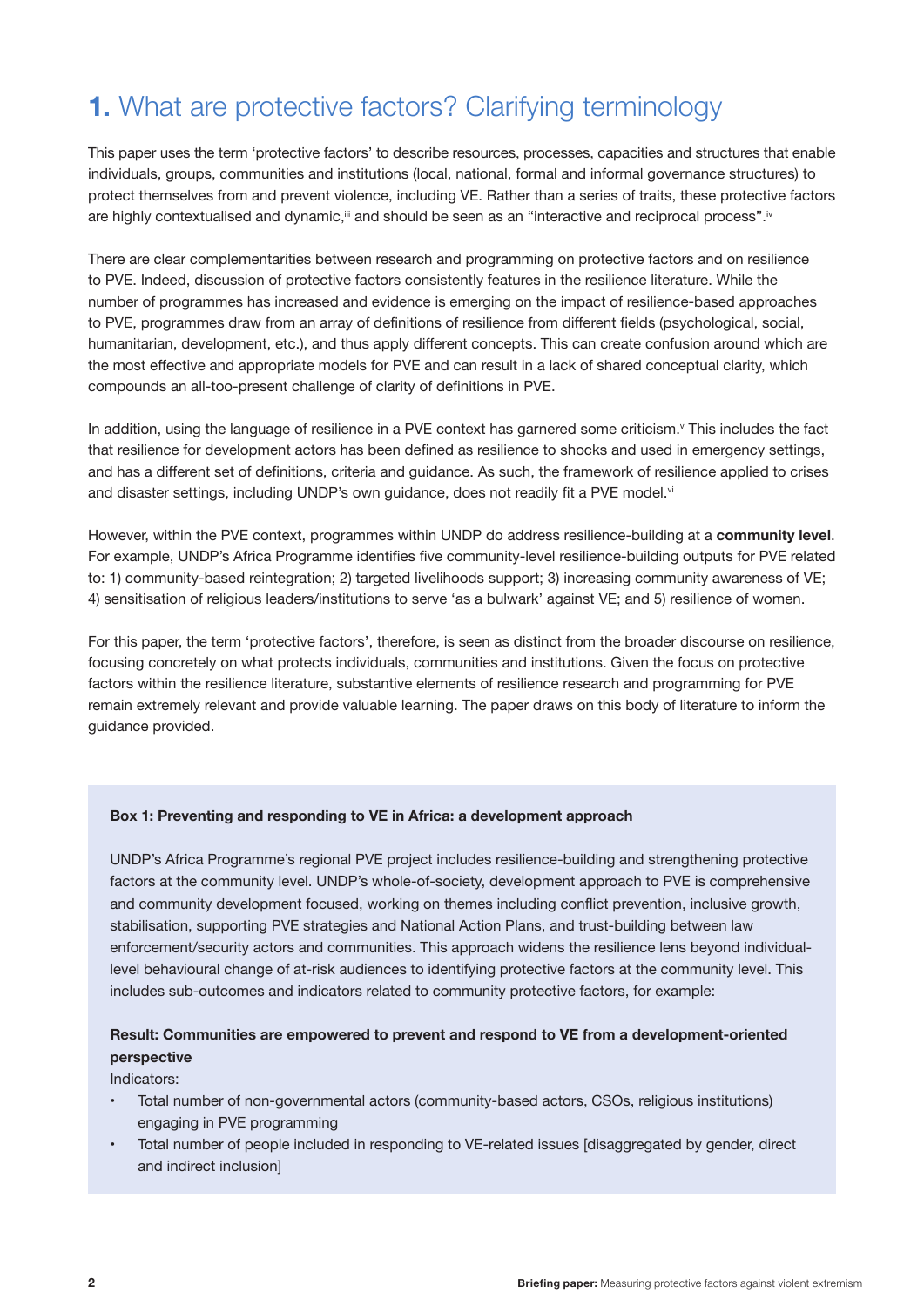# 1. What are protective factors? Clarifying terminology

This paper uses the term 'protective factors' to describe resources, processes, capacities and structures that enable individuals, groups, communities and institutions (local, national, formal and informal governance structures) to protect themselves from and prevent violence, including VE. Rather than a series of traits, these protective factors are highly contextualised and dynamic,[iii] and should be seen as an "interactive and reciprocal process".[iv]

There are clear complementarities between research and programming on protective factors and on resilience to PVE. Indeed, discussion of protective factors consistently features in the resilience literature. While the number of programmes has increased and evidence is emerging on the impact of resilience-based approaches to PVE, programmes draw from an array of definitions of resilience from different fields (psychological, social, humanitarian, development, etc.), and thus apply different concepts. This can create confusion around which are the most effective and appropriate models for PVE and can result in a lack of shared conceptual clarity, which compounds an all-too-present challenge of clarity of definitions in PVE.

In addition, using the language of resilience in a PVE context has garnered some criticism.[v] This includes the fact that resilience for development actors has been defined as resilience to shocks and used in emergency settings, and has a different set of definitions, criteria and guidance. As such, the framework of resilience applied to crises and disaster settings, including UNDP's own guidance, does not readily fit a PVE model.[vi]

However, within the PVE context, programmes within UNDP do address resilience-building at a **community level**. For example, UNDP's Africa Programme identifies five community-level resilience-building outputs for PVE related to: 1) community-based reintegration; 2) targeted livelihoods support; 3) increasing community awareness of VE; 4) sensitisation of religious leaders/institutions to serve 'as a bulwark' against VE; and 5) resilience of women.

For this paper, the term 'protective factors', therefore, is seen as distinct from the broader discourse on resilience, focusing concretely on what protects individuals, communities and institutions. Given the focus on protective factors within the resilience literature, substantive elements of resilience research and programming for PVE remain extremely relevant and provide valuable learning. The paper draws on this body of literature to inform the guidance provided.

**Box 1: Preventing and responding to VE in Africa: a development approach**

UNDP's Africa Programme's regional PVE project includes resilience-building and strengthening protective factors at the community level. UNDP's whole-of-society, development approach to PVE is comprehensive and community development focused, working on themes including conflict prevention, inclusive growth, stabilisation, supporting PVE strategies and National Action Plans, and trust-building between law enforcement/security actors and communities. This approach widens the resilience lens beyond individual-level behavioural change of at-risk audiences to identifying protective factors at the community level. This includes sub-outcomes and indicators related to community protective factors, for example:

**Result: Communities are empowered to prevent and respond to VE from a development-oriented perspective**

Indicators:

- Total number of non-governmental actors (community-based actors, CSOs, religious institutions) engaging in PVE programming
- Total number of people included in responding to VE-related issues [disaggregated by gender, direct and indirect inclusion]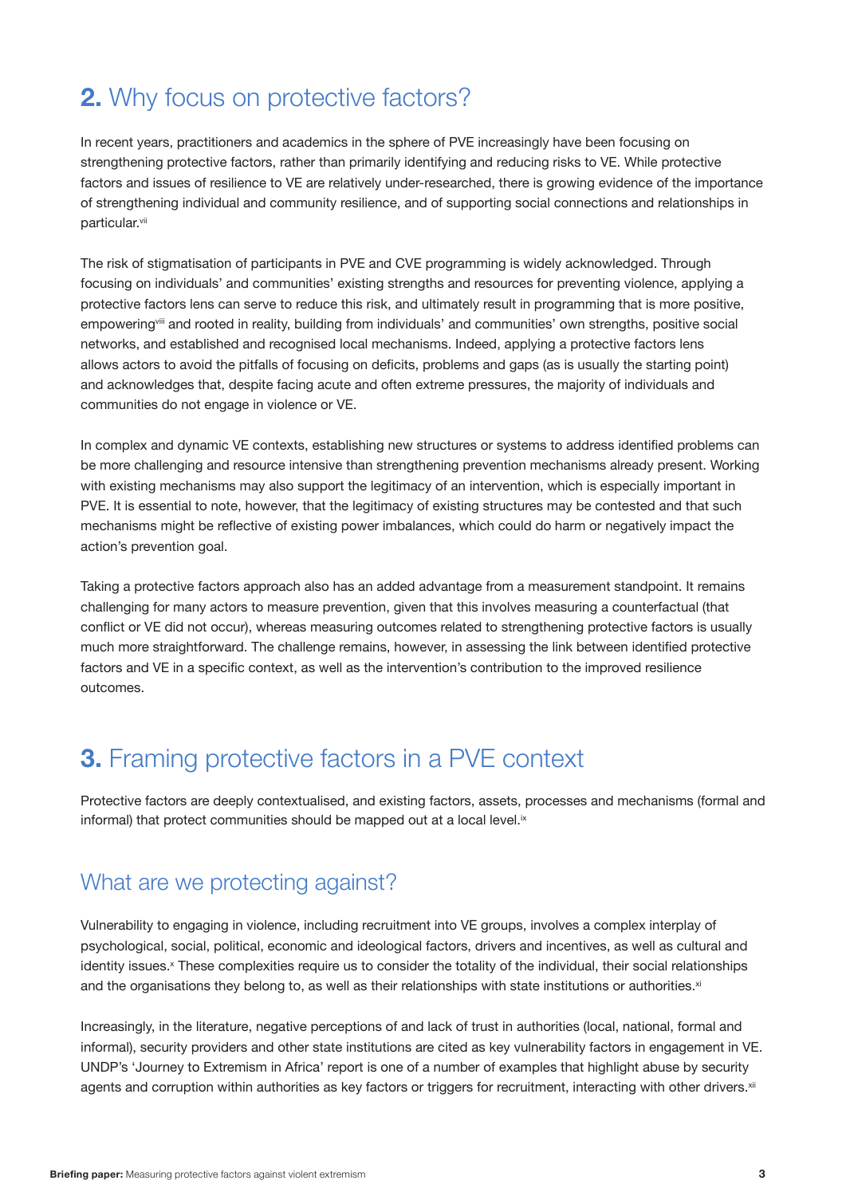## 2. Why focus on protective factors?

In recent years, practitioners and academics in the sphere of PVE increasingly have been focusing on strengthening protective factors, rather than primarily identifying and reducing risks to VE. While protective factors and issues of resilience to VE are relatively under-researched, there is growing evidence of the importance of strengthening individual and community resilience, and of supporting social connections and relationships in particular.[vii]

The risk of stigmatisation of participants in PVE and CVE programming is widely acknowledged. Through focusing on individuals' and communities' existing strengths and resources for preventing violence, applying a protective factors lens can serve to reduce this risk, and ultimately result in programming that is more positive, empowering[viii] and rooted in reality, building from individuals' and communities' own strengths, positive social networks, and established and recognised local mechanisms. Indeed, applying a protective factors lens allows actors to avoid the pitfalls of focusing on deficits, problems and gaps (as is usually the starting point) and acknowledges that, despite facing acute and often extreme pressures, the majority of individuals and communities do not engage in violence or VE.

In complex and dynamic VE contexts, establishing new structures or systems to address identified problems can be more challenging and resource intensive than strengthening prevention mechanisms already present. Working with existing mechanisms may also support the legitimacy of an intervention, which is especially important in PVE. It is essential to note, however, that the legitimacy of existing structures may be contested and that such mechanisms might be reflective of existing power imbalances, which could do harm or negatively impact the action's prevention goal.

Taking a protective factors approach also has an added advantage from a measurement standpoint. It remains challenging for many actors to measure prevention, given that this involves measuring a counterfactual (that conflict or VE did not occur), whereas measuring outcomes related to strengthening protective factors is usually much more straightforward. The challenge remains, however, in assessing the link between identified protective factors and VE in a specific context, as well as the intervention's contribution to the improved resilience outcomes.

## 3. Framing protective factors in a PVE context

Protective factors are deeply contextualised, and existing factors, assets, processes and mechanisms (formal and informal) that protect communities should be mapped out at a local level.[ix]

### What are we protecting against?

Vulnerability to engaging in violence, including recruitment into VE groups, involves a complex interplay of psychological, social, political, economic and ideological factors, drivers and incentives, as well as cultural and identity issues.[x] These complexities require us to consider the totality of the individual, their social relationships and the organisations they belong to, as well as their relationships with state institutions or authorities.[xi]

Increasingly, in the literature, negative perceptions of and lack of trust in authorities (local, national, formal and informal), security providers and other state institutions are cited as key vulnerability factors in engagement in VE. UNDP's 'Journey to Extremism in Africa' report is one of a number of examples that highlight abuse by security agents and corruption within authorities as key factors or triggers for recruitment, interacting with other drivers.[xii]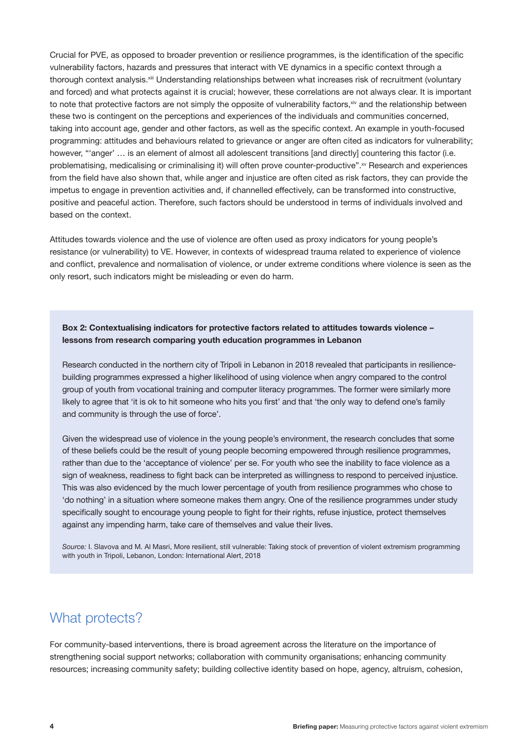Crucial for PVE, as opposed to broader prevention or resilience programmes, is the identification of the specific vulnerability factors, hazards and pressures that interact with VE dynamics in a specific context through a thorough context analysis.[xiii] Understanding relationships between what increases risk of recruitment (voluntary and forced) and what protects against it is crucial; however, these correlations are not always clear. It is important to note that protective factors are not simply the opposite of vulnerability factors,[xiv] and the relationship between these two is contingent on the perceptions and experiences of the individuals and communities concerned, taking into account age, gender and other factors, as well as the specific context. An example in youth-focused programming: attitudes and behaviours related to grievance or anger are often cited as indicators for vulnerability; however, "'anger' … is an element of almost all adolescent transitions [and directly] countering this factor (i.e. problematising, medicalising or criminalising it) will often prove counter-productive".[xv] Research and experiences from the field have also shown that, while anger and injustice are often cited as risk factors, they can provide the impetus to engage in prevention activities and, if channelled effectively, can be transformed into constructive, positive and peaceful action. Therefore, such factors should be understood in terms of individuals involved and based on the context.

Attitudes towards violence and the use of violence are often used as proxy indicators for young people's resistance (or vulnerability) to VE. However, in contexts of widespread trauma related to experience of violence and conflict, prevalence and normalisation of violence, or under extreme conditions where violence is seen as the only resort, such indicators might be misleading or even do harm.

**Box 2: Contextualising indicators for protective factors related to attitudes towards violence – lessons from research comparing youth education programmes in Lebanon**

Research conducted in the northern city of Tripoli in Lebanon in 2018 revealed that participants in resilience-building programmes expressed a higher likelihood of using violence when angry compared to the control group of youth from vocational training and computer literacy programmes. The former were similarly more likely to agree that 'it is ok to hit someone who hits you first' and that 'the only way to defend one's family and community is through the use of force'.

Given the widespread use of violence in the young people's environment, the research concludes that some of these beliefs could be the result of young people becoming empowered through resilience programmes, rather than due to the 'acceptance of violence' per se. For youth who see the inability to face violence as a sign of weakness, readiness to fight back can be interpreted as willingness to respond to perceived injustice. This was also evidenced by the much lower percentage of youth from resilience programmes who chose to 'do nothing' in a situation where someone makes them angry. One of the resilience programmes under study specifically sought to encourage young people to fight for their rights, refuse injustice, protect themselves against any impending harm, take care of themselves and value their lives.

*Source:* I. Slavova and M. Al Masri, More resilient, still vulnerable: Taking stock of prevention of violent extremism programming with youth in Tripoli, Lebanon, London: International Alert, 2018

## What protects?

For community-based interventions, there is broad agreement across the literature on the importance of strengthening social support networks; collaboration with community organisations; enhancing community resources; increasing community safety; building collective identity based on hope, agency, altruism, cohesion,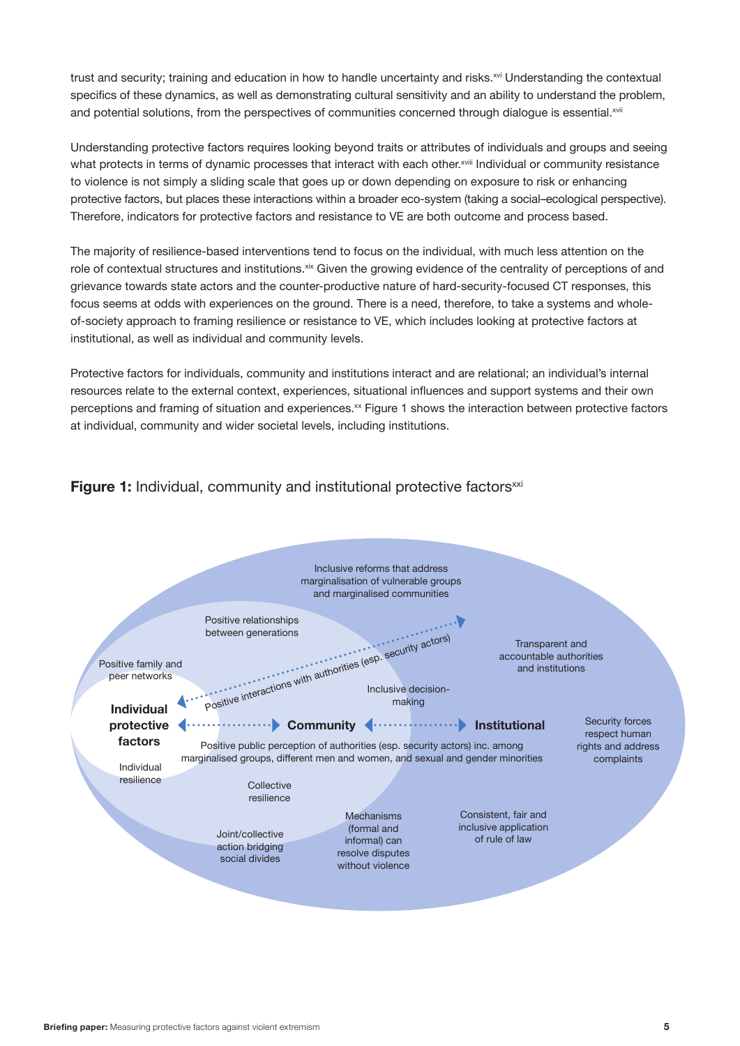trust and security; training and education in how to handle uncertainty and risks.[xvi] Understanding the contextual specifics of these dynamics, as well as demonstrating cultural sensitivity and an ability to understand the problem, and potential solutions, from the perspectives of communities concerned through dialogue is essential.[xvii]

Understanding protective factors requires looking beyond traits or attributes of individuals and groups and seeing what protects in terms of dynamic processes that interact with each other.[xviii] Individual or community resistance to violence is not simply a sliding scale that goes up or down depending on exposure to risk or enhancing protective factors, but places these interactions within a broader eco-system (taking a social–ecological perspective). Therefore, indicators for protective factors and resistance to VE are both outcome and process based.

The majority of resilience-based interventions tend to focus on the individual, with much less attention on the role of contextual structures and institutions.[xix] Given the growing evidence of the centrality of perceptions of and grievance towards state actors and the counter-productive nature of hard-security-focused CT responses, this focus seems at odds with experiences on the ground. There is a need, therefore, to take a systems and whole-of-society approach to framing resilience or resistance to VE, which includes looking at protective factors at institutional, as well as individual and community levels.

Protective factors for individuals, community and institutions interact and are relational; an individual's internal resources relate to the external context, experiences, situational influences and support systems and their own perceptions and framing of situation and experiences.[xx] Figure 1 shows the interaction between protective factors at individual, community and wider societal levels, including institutions.

**Figure 1:** Individual, community and institutional protective factors[xxi]

**Individual protective factors** ↔ **Community** ↔ **Institutional**

- Individual protective factors: Positive family and peer networks; Individual resilience
- Community: Positive relationships between generations; Collective resilience; Joint/collective action bridging social divides; Inclusive decision-making; Mechanisms (formal and informal) can resolve disputes without violence
- Institutional: Inclusive reforms that address marginalisation of vulnerable groups and marginalised communities; Transparent and accountable authorities and institutions; Security forces respect human rights and address complaints; Consistent, fair and inclusive application of rule of law
- Positive interactions with authorities (esp. security actors)
- Positive public perception of authorities (esp. security actors) inc. among marginalised groups, different men and women, and sexual and gender minorities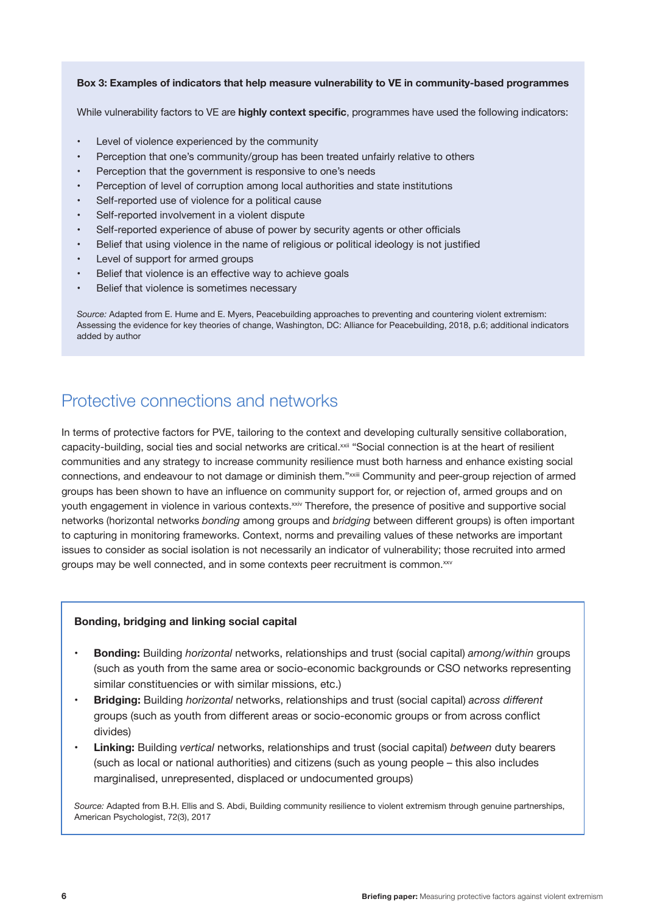**Box 3: Examples of indicators that help measure vulnerability to VE in community-based programmes**

While vulnerability factors to VE are **highly context specific**, programmes have used the following indicators:

- Level of violence experienced by the community
- Perception that one's community/group has been treated unfairly relative to others
- Perception that the government is responsive to one's needs
- Perception of level of corruption among local authorities and state institutions
- Self-reported use of violence for a political cause
- Self-reported involvement in a violent dispute
- Self-reported experience of abuse of power by security agents or other officials
- Belief that using violence in the name of religious or political ideology is not justified
- Level of support for armed groups
- Belief that violence is an effective way to achieve goals
- Belief that violence is sometimes necessary

*Source:* Adapted from E. Hume and E. Myers, Peacebuilding approaches to preventing and countering violent extremism: Assessing the evidence for key theories of change, Washington, DC: Alliance for Peacebuilding, 2018, p.6; additional indicators added by author

## Protective connections and networks

In terms of protective factors for PVE, tailoring to the context and developing culturally sensitive collaboration, capacity-building, social ties and social networks are critical.[xxii] "Social connection is at the heart of resilient communities and any strategy to increase community resilience must both harness and enhance existing social connections, and endeavour to not damage or diminish them."[xxiii] Community and peer-group rejection of armed groups has been shown to have an influence on community support for, or rejection of, armed groups and on youth engagement in violence in various contexts.[xxiv] Therefore, the presence of positive and supportive social networks (horizontal networks *bonding* among groups and *bridging* between different groups) is often important to capturing in monitoring frameworks. Context, norms and prevailing values of these networks are important issues to consider as social isolation is not necessarily an indicator of vulnerability; those recruited into armed groups may be well connected, and in some contexts peer recruitment is common.[xxv]

**Bonding, bridging and linking social capital**

- **Bonding:** Building *horizontal* networks, relationships and trust (social capital) *among/within* groups (such as youth from the same area or socio-economic backgrounds or CSO networks representing similar constituencies or with similar missions, etc.)
- **Bridging:** Building *horizontal* networks, relationships and trust (social capital) *across different* groups (such as youth from different areas or socio-economic groups or from across conflict divides)
- **Linking:** Building *vertical* networks, relationships and trust (social capital) *between* duty bearers (such as local or national authorities) and citizens (such as young people – this also includes marginalised, unrepresented, displaced or undocumented groups)

*Source:* Adapted from B.H. Ellis and S. Abdi, Building community resilience to violent extremism through genuine partnerships, American Psychologist, 72(3), 2017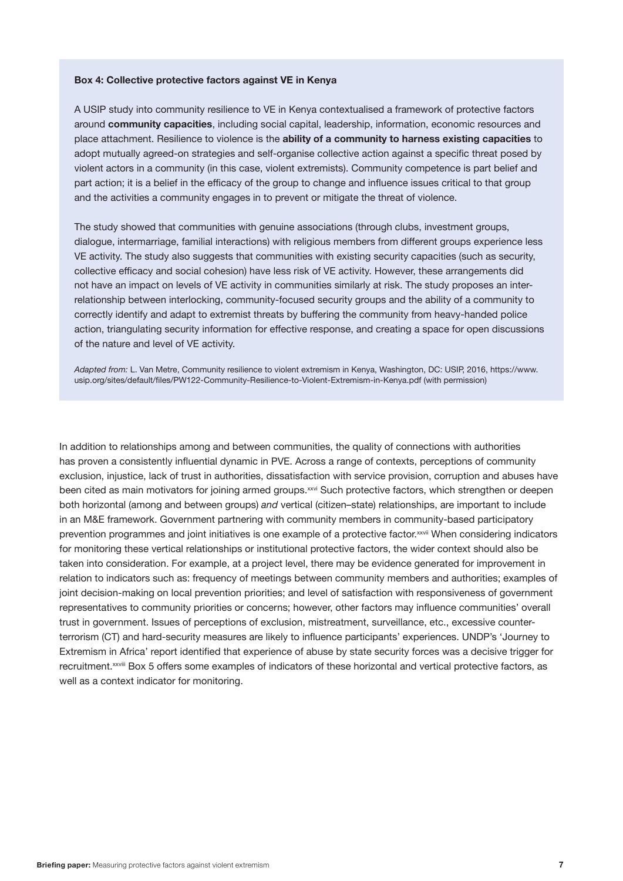**Box 4: Collective protective factors against VE in Kenya**

A USIP study into community resilience to VE in Kenya contextualised a framework of protective factors around **community capacities**, including social capital, leadership, information, economic resources and place attachment. Resilience to violence is the **ability of a community to harness existing capacities** to adopt mutually agreed-on strategies and self-organise collective action against a specific threat posed by violent actors in a community (in this case, violent extremists). Community competence is part belief and part action; it is a belief in the efficacy of the group to change and influence issues critical to that group and the activities a community engages in to prevent or mitigate the threat of violence.

The study showed that communities with genuine associations (through clubs, investment groups, dialogue, intermarriage, familial interactions) with religious members from different groups experience less VE activity. The study also suggests that communities with existing security capacities (such as security, collective efficacy and social cohesion) have less risk of VE activity. However, these arrangements did not have an impact on levels of VE activity in communities similarly at risk. The study proposes an inter-relationship between interlocking, community-focused security groups and the ability of a community to correctly identify and adapt to extremist threats by buffering the community from heavy-handed police action, triangulating security information for effective response, and creating a space for open discussions of the nature and level of VE activity.

*Adapted from:* L. Van Metre, Community resilience to violent extremism in Kenya, Washington, DC: USIP, 2016, https://www.usip.org/sites/default/files/PW122-Community-Resilience-to-Violent-Extremism-in-Kenya.pdf (with permission)

In addition to relationships among and between communities, the quality of connections with authorities has proven a consistently influential dynamic in PVE. Across a range of contexts, perceptions of community exclusion, injustice, lack of trust in authorities, dissatisfaction with service provision, corruption and abuses have been cited as main motivators for joining armed groups.[xxvi] Such protective factors, which strengthen or deepen both horizontal (among and between groups) *and* vertical (citizen–state) relationships, are important to include in an M&E framework. Government partnering with community members in community-based participatory prevention programmes and joint initiatives is one example of a protective factor.[xxvii] When considering indicators for monitoring these vertical relationships or institutional protective factors, the wider context should also be taken into consideration. For example, at a project level, there may be evidence generated for improvement in relation to indicators such as: frequency of meetings between community members and authorities; examples of joint decision-making on local prevention priorities; and level of satisfaction with responsiveness of government representatives to community priorities or concerns; however, other factors may influence communities' overall trust in government. Issues of perceptions of exclusion, mistreatment, surveillance, etc., excessive counter-terrorism (CT) and hard-security measures are likely to influence participants' experiences. UNDP's 'Journey to Extremism in Africa' report identified that experience of abuse by state security forces was a decisive trigger for recruitment.[xxviii] Box 5 offers some examples of indicators of these horizontal and vertical protective factors, as well as a context indicator for monitoring.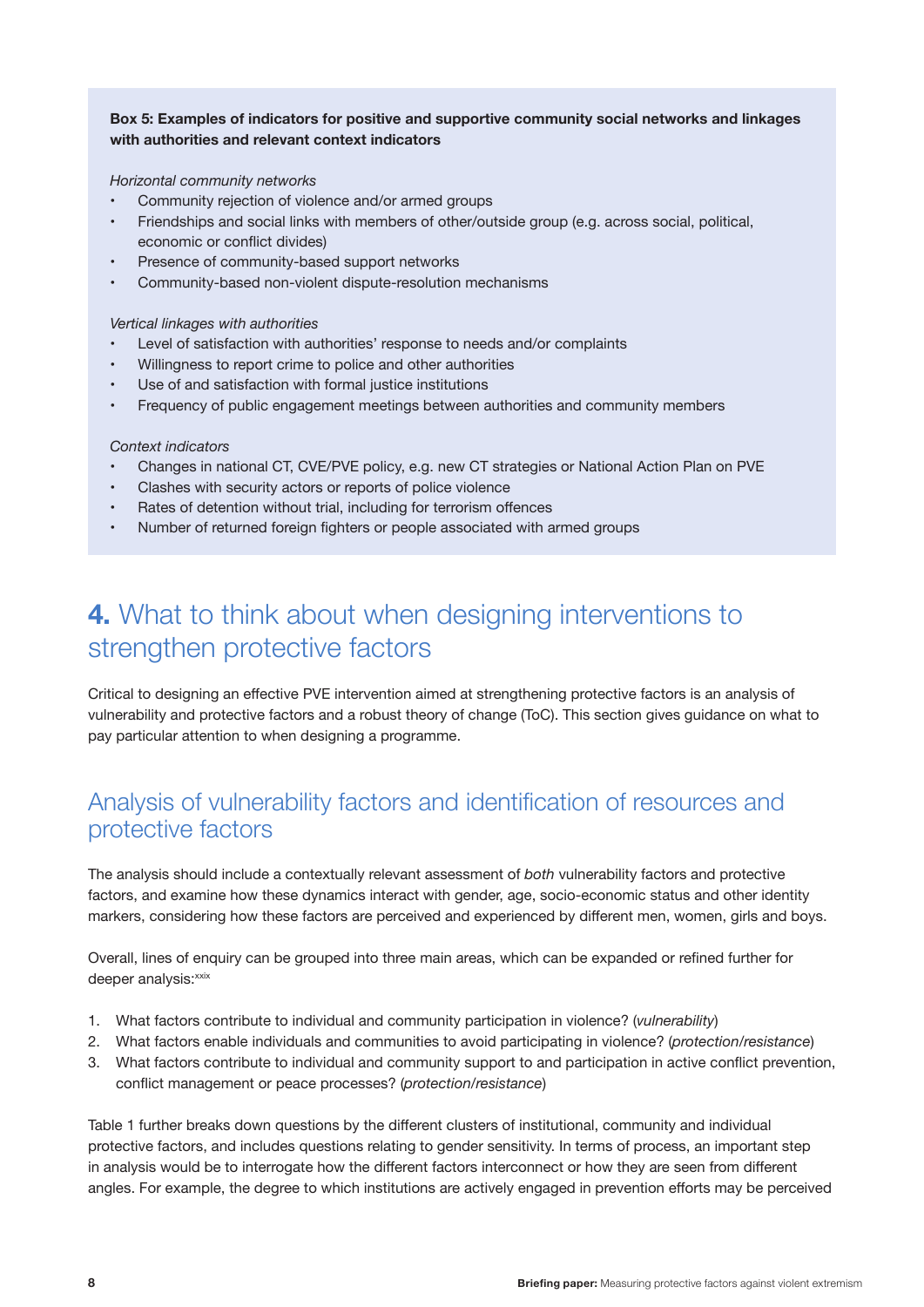**Box 5: Examples of indicators for positive and supportive community social networks and linkages with authorities and relevant context indicators**

*Horizontal community networks*

- Community rejection of violence and/or armed groups
- Friendships and social links with members of other/outside group (e.g. across social, political, economic or conflict divides)
- Presence of community-based support networks
- Community-based non-violent dispute-resolution mechanisms

*Vertical linkages with authorities*

- Level of satisfaction with authorities' response to needs and/or complaints
- Willingness to report crime to police and other authorities
- Use of and satisfaction with formal justice institutions
- Frequency of public engagement meetings between authorities and community members

*Context indicators*

- Changes in national CT, CVE/PVE policy, e.g. new CT strategies or National Action Plan on PVE
- Clashes with security actors or reports of police violence
- Rates of detention without trial, including for terrorism offences
- Number of returned foreign fighters or people associated with armed groups

# **4.** What to think about when designing interventions to strengthen protective factors

Critical to designing an effective PVE intervention aimed at strengthening protective factors is an analysis of vulnerability and protective factors and a robust theory of change (ToC). This section gives guidance on what to pay particular attention to when designing a programme.

## Analysis of vulnerability factors and identification of resources and protective factors

The analysis should include a contextually relevant assessment of *both* vulnerability factors and protective factors, and examine how these dynamics interact with gender, age, socio-economic status and other identity markers, considering how these factors are perceived and experienced by different men, women, girls and boys.

Overall, lines of enquiry can be grouped into three main areas, which can be expanded or refined further for deeper analysis:[xxix]

1. What factors contribute to individual and community participation in violence? (*vulnerability*)
2. What factors enable individuals and communities to avoid participating in violence? (*protection/resistance*)
3. What factors contribute to individual and community support to and participation in active conflict prevention, conflict management or peace processes? (*protection/resistance*)

Table 1 further breaks down questions by the different clusters of institutional, community and individual protective factors, and includes questions relating to gender sensitivity. In terms of process, an important step in analysis would be to interrogate how the different factors interconnect or how they are seen from different angles. For example, the degree to which institutions are actively engaged in prevention efforts may be perceived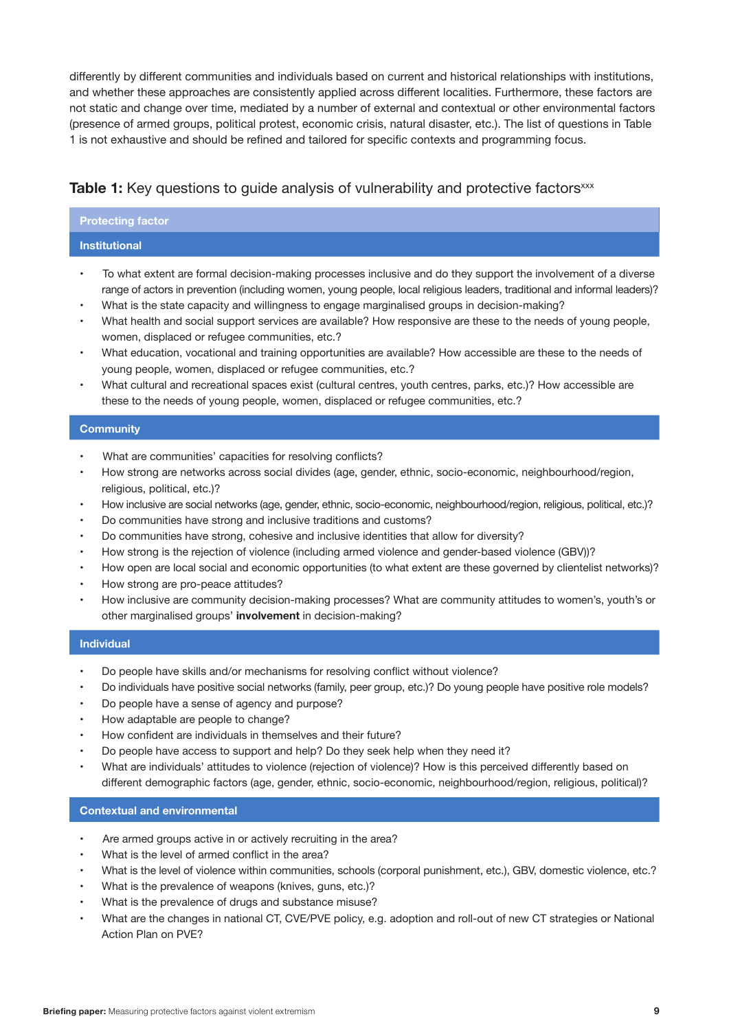differently by different communities and individuals based on current and historical relationships with institutions, and whether these approaches are consistently applied across different localities. Furthermore, these factors are not static and change over time, mediated by a number of external and contextual or other environmental factors (presence of armed groups, political protest, economic crisis, natural disaster, etc.). The list of questions in Table 1 is not exhaustive and should be refined and tailored for specific contexts and programming focus.

**Table 1:** Key questions to guide analysis of vulnerability and protective factors[xxx]

| Protecting factor |
| --- |
| **Institutional** |
| • To what extent are formal decision-making processes inclusive and do they support the involvement of a diverse range of actors in prevention (including women, young people, local religious leaders, traditional and informal leaders)?<br>• What is the state capacity and willingness to engage marginalised groups in decision-making?<br>• What health and social support services are available? How responsive are these to the needs of young people, women, displaced or refugee communities, etc.?<br>• What education, vocational and training opportunities are available? How accessible are these to the needs of young people, women, displaced or refugee communities, etc.?<br>• What cultural and recreational spaces exist (cultural centres, youth centres, parks, etc.)? How accessible are these to the needs of young people, women, displaced or refugee communities, etc.? |
| **Community** |
| • What are communities' capacities for resolving conflicts?<br>• How strong are networks across social divides (age, gender, ethnic, socio-economic, neighbourhood/region, religious, political, etc.)?<br>• How inclusive are social networks (age, gender, ethnic, socio-economic, neighbourhood/region, religious, political, etc.)?<br>• Do communities have strong and inclusive traditions and customs?<br>• Do communities have strong, cohesive and inclusive identities that allow for diversity?<br>• How strong is the rejection of violence (including armed violence and gender-based violence (GBV))?<br>• How open are local social and economic opportunities (to what extent are these governed by clientelist networks)?<br>• How strong are pro-peace attitudes?<br>• How inclusive are community decision-making processes? What are community attitudes to women's, youth's or other marginalised groups' **involvement** in decision-making? |
| **Individual** |
| • Do people have skills and/or mechanisms for resolving conflict without violence?<br>• Do individuals have positive social networks (family, peer group, etc.)? Do young people have positive role models?<br>• Do people have a sense of agency and purpose?<br>• How adaptable are people to change?<br>• How confident are individuals in themselves and their future?<br>• Do people have access to support and help? Do they seek help when they need it?<br>• What are individuals' attitudes to violence (rejection of violence)? How is this perceived differently based on different demographic factors (age, gender, ethnic, socio-economic, neighbourhood/region, religious, political)? |
| **Contextual and environmental** |
| • Are armed groups active in or actively recruiting in the area?<br>• What is the level of armed conflict in the area?<br>• What is the level of violence within communities, schools (corporal punishment, etc.), GBV, domestic violence, etc.?<br>• What is the prevalence of weapons (knives, guns, etc.)?<br>• What is the prevalence of drugs and substance misuse?<br>• What are the changes in national CT, CVE/PVE policy, e.g. adoption and roll-out of new CT strategies or National Action Plan on PVE? |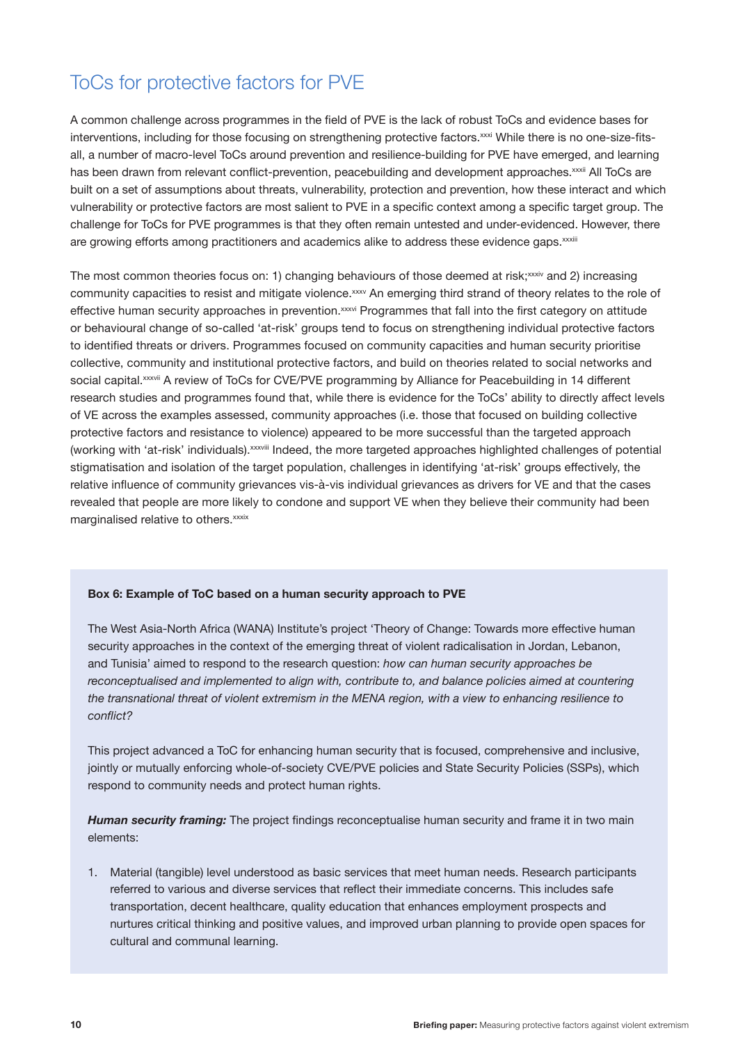## ToCs for protective factors for PVE

A common challenge across programmes in the field of PVE is the lack of robust ToCs and evidence bases for interventions, including for those focusing on strengthening protective factors.[xxxi] While there is no one-size-fits-all, a number of macro-level ToCs around prevention and resilience-building for PVE have emerged, and learning has been drawn from relevant conflict-prevention, peacebuilding and development approaches.[xxxii] All ToCs are built on a set of assumptions about threats, vulnerability, protection and prevention, how these interact and which vulnerability or protective factors are most salient to PVE in a specific context among a specific target group. The challenge for ToCs for PVE programmes is that they often remain untested and under-evidenced. However, there are growing efforts among practitioners and academics alike to address these evidence gaps.[xxxiii]

The most common theories focus on: 1) changing behaviours of those deemed at risk;[xxxiv] and 2) increasing community capacities to resist and mitigate violence.[xxxv] An emerging third strand of theory relates to the role of effective human security approaches in prevention.[xxxvi] Programmes that fall into the first category on attitude or behavioural change of so-called 'at-risk' groups tend to focus on strengthening individual protective factors to identified threats or drivers. Programmes focused on community capacities and human security prioritise collective, community and institutional protective factors, and build on theories related to social networks and social capital.[xxxvii] A review of ToCs for CVE/PVE programming by Alliance for Peacebuilding in 14 different research studies and programmes found that, while there is evidence for the ToCs' ability to directly affect levels of VE across the examples assessed, community approaches (i.e. those that focused on building collective protective factors and resistance to violence) appeared to be more successful than the targeted approach (working with 'at-risk' individuals).[xxxviii] Indeed, the more targeted approaches highlighted challenges of potential stigmatisation and isolation of the target population, challenges in identifying 'at-risk' groups effectively, the relative influence of community grievances vis-à-vis individual grievances as drivers for VE and that the cases revealed that people are more likely to condone and support VE when they believe their community had been marginalised relative to others.[xxxix]

**Box 6: Example of ToC based on a human security approach to PVE**

The West Asia-North Africa (WANA) Institute's project 'Theory of Change: Towards more effective human security approaches in the context of the emerging threat of violent radicalisation in Jordan, Lebanon, and Tunisia' aimed to respond to the research question: *how can human security approaches be reconceptualised and implemented to align with, contribute to, and balance policies aimed at countering the transnational threat of violent extremism in the MENA region, with a view to enhancing resilience to conflict?*

This project advanced a ToC for enhancing human security that is focused, comprehensive and inclusive, jointly or mutually enforcing whole-of-society CVE/PVE policies and State Security Policies (SSPs), which respond to community needs and protect human rights.

***Human security framing:*** The project findings reconceptualise human security and frame it in two main elements:

1. Material (tangible) level understood as basic services that meet human needs. Research participants referred to various and diverse services that reflect their immediate concerns. This includes safe transportation, decent healthcare, quality education that enhances employment prospects and nurtures critical thinking and positive values, and improved urban planning to provide open spaces for cultural and communal learning.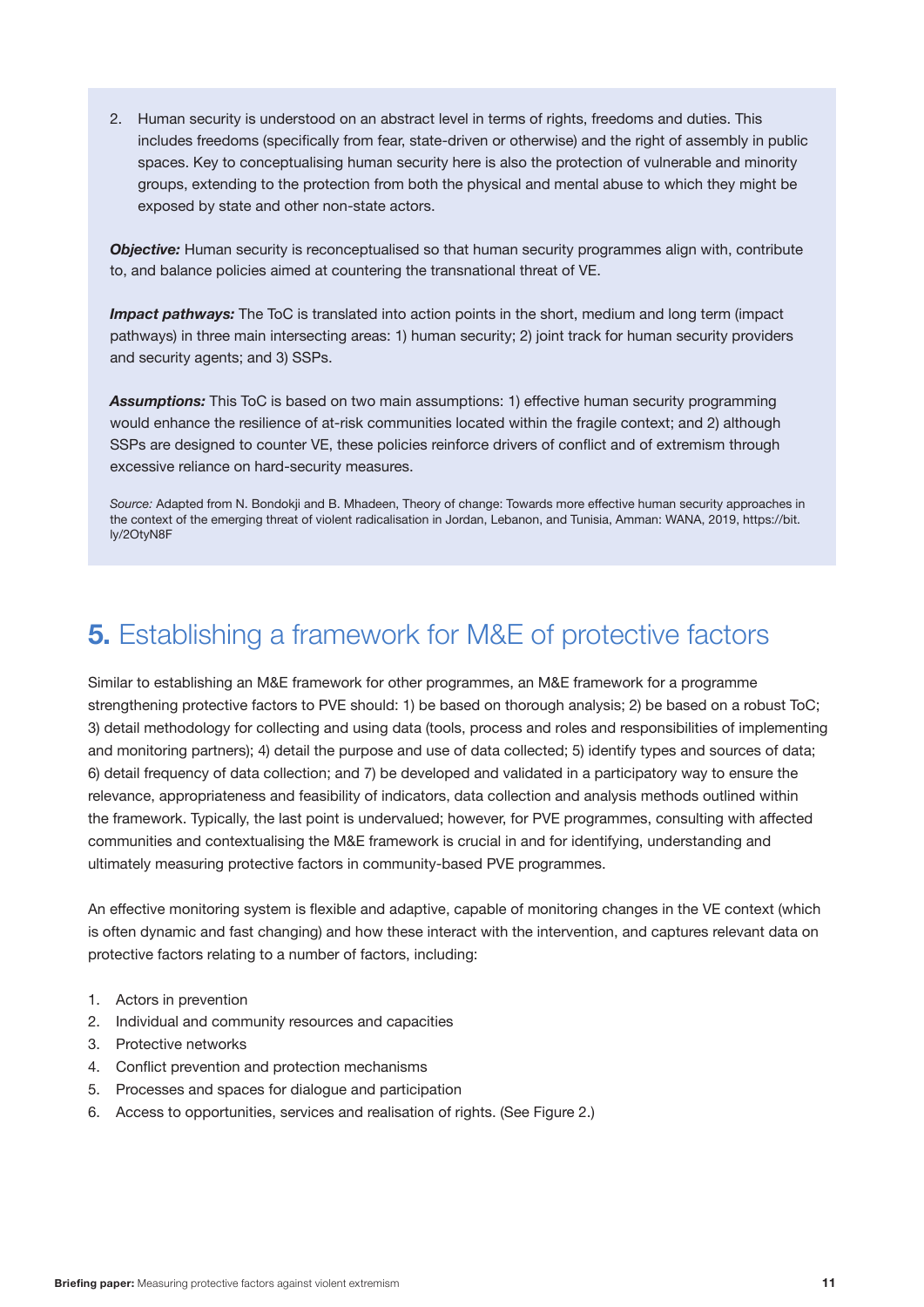2. Human security is understood on an abstract level in terms of rights, freedoms and duties. This includes freedoms (specifically from fear, state-driven or otherwise) and the right of assembly in public spaces. Key to conceptualising human security here is also the protection of vulnerable and minority groups, extending to the protection from both the physical and mental abuse to which they might be exposed by state and other non-state actors.

***Objective:*** Human security is reconceptualised so that human security programmes align with, contribute to, and balance policies aimed at countering the transnational threat of VE.

***Impact pathways:*** The ToC is translated into action points in the short, medium and long term (impact pathways) in three main intersecting areas: 1) human security; 2) joint track for human security providers and security agents; and 3) SSPs.

***Assumptions:*** This ToC is based on two main assumptions: 1) effective human security programming would enhance the resilience of at-risk communities located within the fragile context; and 2) although SSPs are designed to counter VE, these policies reinforce drivers of conflict and of extremism through excessive reliance on hard-security measures.

*Source:* Adapted from N. Bondokji and B. Mhadeen, Theory of change: Towards more effective human security approaches in the context of the emerging threat of violent radicalisation in Jordan, Lebanon, and Tunisia, Amman: WANA, 2019, https://bit.ly/2OtyN8F

## **5.** Establishing a framework for M&E of protective factors

Similar to establishing an M&E framework for other programmes, an M&E framework for a programme strengthening protective factors to PVE should: 1) be based on thorough analysis; 2) be based on a robust ToC; 3) detail methodology for collecting and using data (tools, process and roles and responsibilities of implementing and monitoring partners); 4) detail the purpose and use of data collected; 5) identify types and sources of data; 6) detail frequency of data collection; and 7) be developed and validated in a participatory way to ensure the relevance, appropriateness and feasibility of indicators, data collection and analysis methods outlined within the framework. Typically, the last point is undervalued; however, for PVE programmes, consulting with affected communities and contextualising the M&E framework is crucial in and for identifying, understanding and ultimately measuring protective factors in community-based PVE programmes.

An effective monitoring system is flexible and adaptive, capable of monitoring changes in the VE context (which is often dynamic and fast changing) and how these interact with the intervention, and captures relevant data on protective factors relating to a number of factors, including:

1. Actors in prevention
2. Individual and community resources and capacities
3. Protective networks
4. Conflict prevention and protection mechanisms
5. Processes and spaces for dialogue and participation
6. Access to opportunities, services and realisation of rights. (See Figure 2.)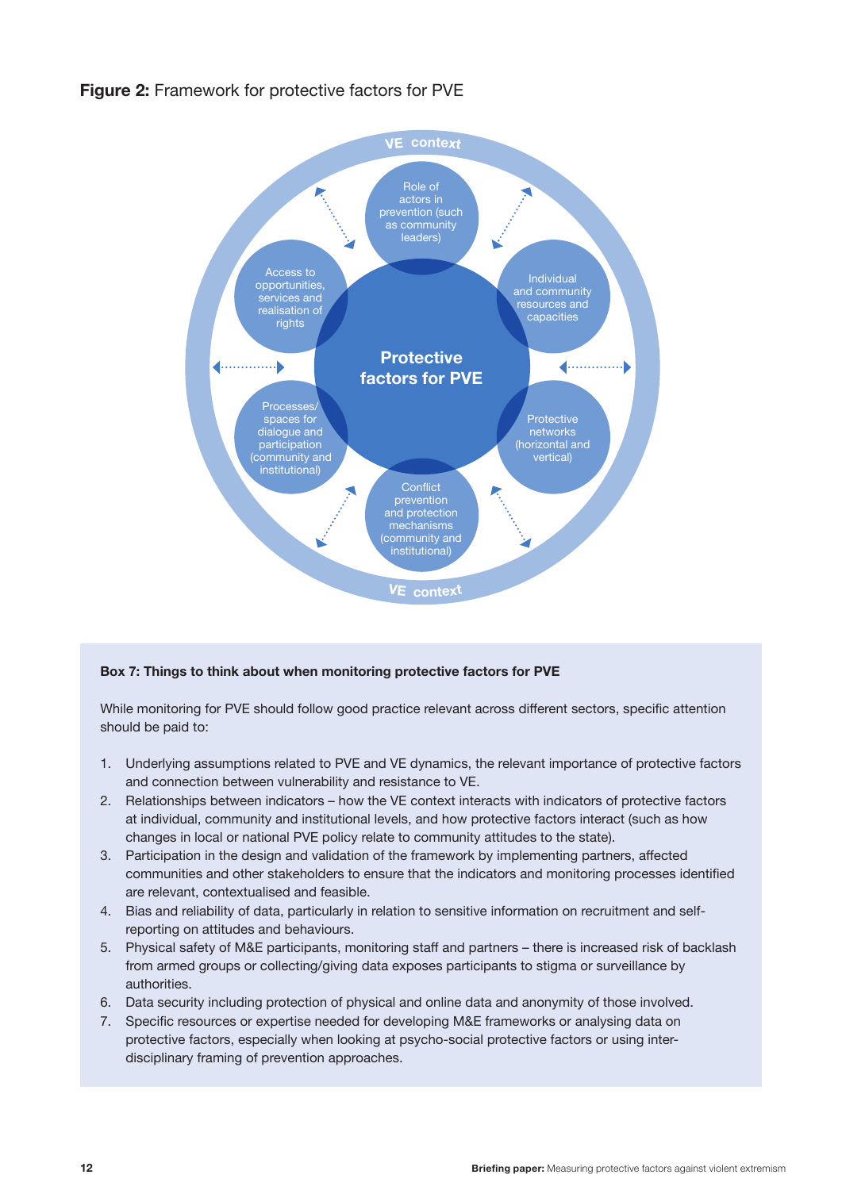**Figure 2:** Framework for protective factors for PVE

VE context

Role of actors in prevention (such as community leaders)

Individual and community resources and capacities

Protective networks (horizontal and vertical)

Conflict prevention and protection mechanisms (community and institutional)

Processes/ spaces for dialogue and participation (community and institutional)

Access to opportunities, services and realisation of rights

**Protective factors for PVE**

VE context

**Box 7: Things to think about when monitoring protective factors for PVE**

While monitoring for PVE should follow good practice relevant across different sectors, specific attention should be paid to:

1. Underlying assumptions related to PVE and VE dynamics, the relevant importance of protective factors and connection between vulnerability and resistance to VE.
2. Relationships between indicators – how the VE context interacts with indicators of protective factors at individual, community and institutional levels, and how protective factors interact (such as how changes in local or national PVE policy relate to community attitudes to the state).
3. Participation in the design and validation of the framework by implementing partners, affected communities and other stakeholders to ensure that the indicators and monitoring processes identified are relevant, contextualised and feasible.
4. Bias and reliability of data, particularly in relation to sensitive information on recruitment and self-reporting on attitudes and behaviours.
5. Physical safety of M&E participants, monitoring staff and partners – there is increased risk of backlash from armed groups or collecting/giving data exposes participants to stigma or surveillance by authorities.
6. Data security including protection of physical and online data and anonymity of those involved.
7. Specific resources or expertise needed for developing M&E frameworks or analysing data on protective factors, especially when looking at psycho-social protective factors or using inter-disciplinary framing of prevention approaches.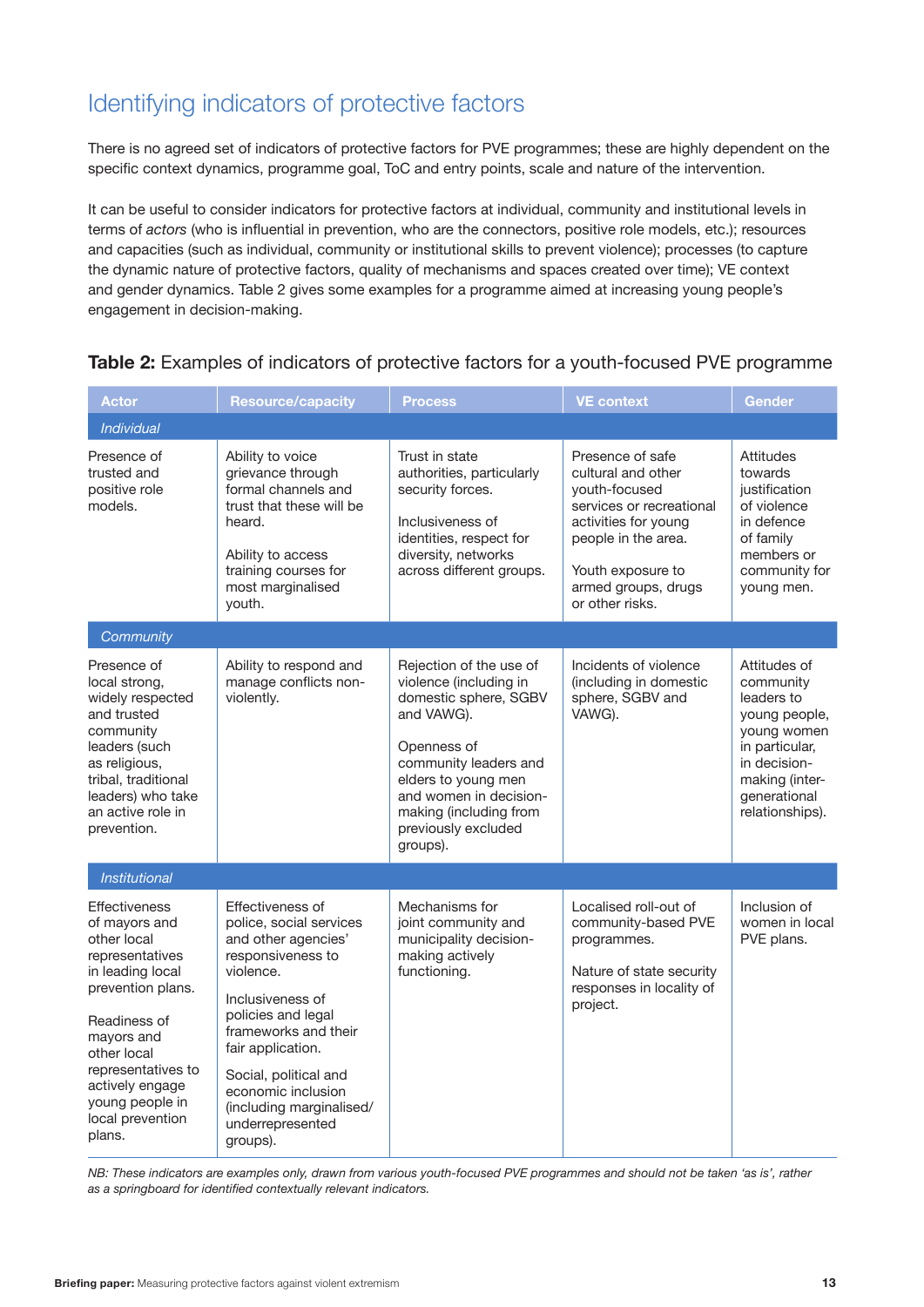## Identifying indicators of protective factors

There is no agreed set of indicators of protective factors for PVE programmes; these are highly dependent on the specific context dynamics, programme goal, ToC and entry points, scale and nature of the intervention.

It can be useful to consider indicators for protective factors at individual, community and institutional levels in terms of *actors* (who is influential in prevention, who are the connectors, positive role models, etc.); resources and capacities (such as individual, community or institutional skills to prevent violence); processes (to capture the dynamic nature of protective factors, quality of mechanisms and spaces created over time); VE context and gender dynamics. Table 2 gives some examples for a programme aimed at increasing young people's engagement in decision-making.

**Table 2:** Examples of indicators of protective factors for a youth-focused PVE programme

| Actor | Resource/capacity | Process | VE context | Gender |
|---|---|---|---|---|
| *Individual* | | | | |
| Presence of trusted and positive role models. | Ability to voice grievance through formal channels and trust that these will be heard.<br><br>Ability to access training courses for most marginalised youth. | Trust in state authorities, particularly security forces.<br><br>Inclusiveness of identities, respect for diversity, networks across different groups. | Presence of safe cultural and other youth-focused services or recreational activities for young people in the area.<br><br>Youth exposure to armed groups, drugs or other risks. | Attitudes towards justification of violence in defence of family members or community for young men. |
| *Community* | | | | |
| Presence of local strong, widely respected and trusted community leaders (such as religious, tribal, traditional leaders) who take an active role in prevention. | Ability to respond and manage conflicts non-violently. | Rejection of the use of violence (including in domestic sphere, SGBV and VAWG).<br><br>Openness of community leaders and elders to young men and women in decision-making (including from previously excluded groups). | Incidents of violence (including in domestic sphere, SGBV and VAWG). | Attitudes of community leaders to young people, young women in particular, in decision-making (inter-generational relationships). |
| *Institutional* | | | | |
| Effectiveness of mayors and other local representatives in leading local prevention plans.<br><br>Readiness of mayors and other local representatives to actively engage young people in local prevention plans. | Effectiveness of police, social services and other agencies' responsiveness to violence.<br><br>Inclusiveness of policies and legal frameworks and their fair application.<br><br>Social, political and economic inclusion (including marginalised/underrepresented groups). | Mechanisms for joint community and municipality decision-making actively functioning. | Localised roll-out of community-based PVE programmes.<br><br>Nature of state security responses in locality of project. | Inclusion of women in local PVE plans. |

*NB: These indicators are examples only, drawn from various youth-focused PVE programmes and should not be taken 'as is', rather as a springboard for identified contextually relevant indicators.*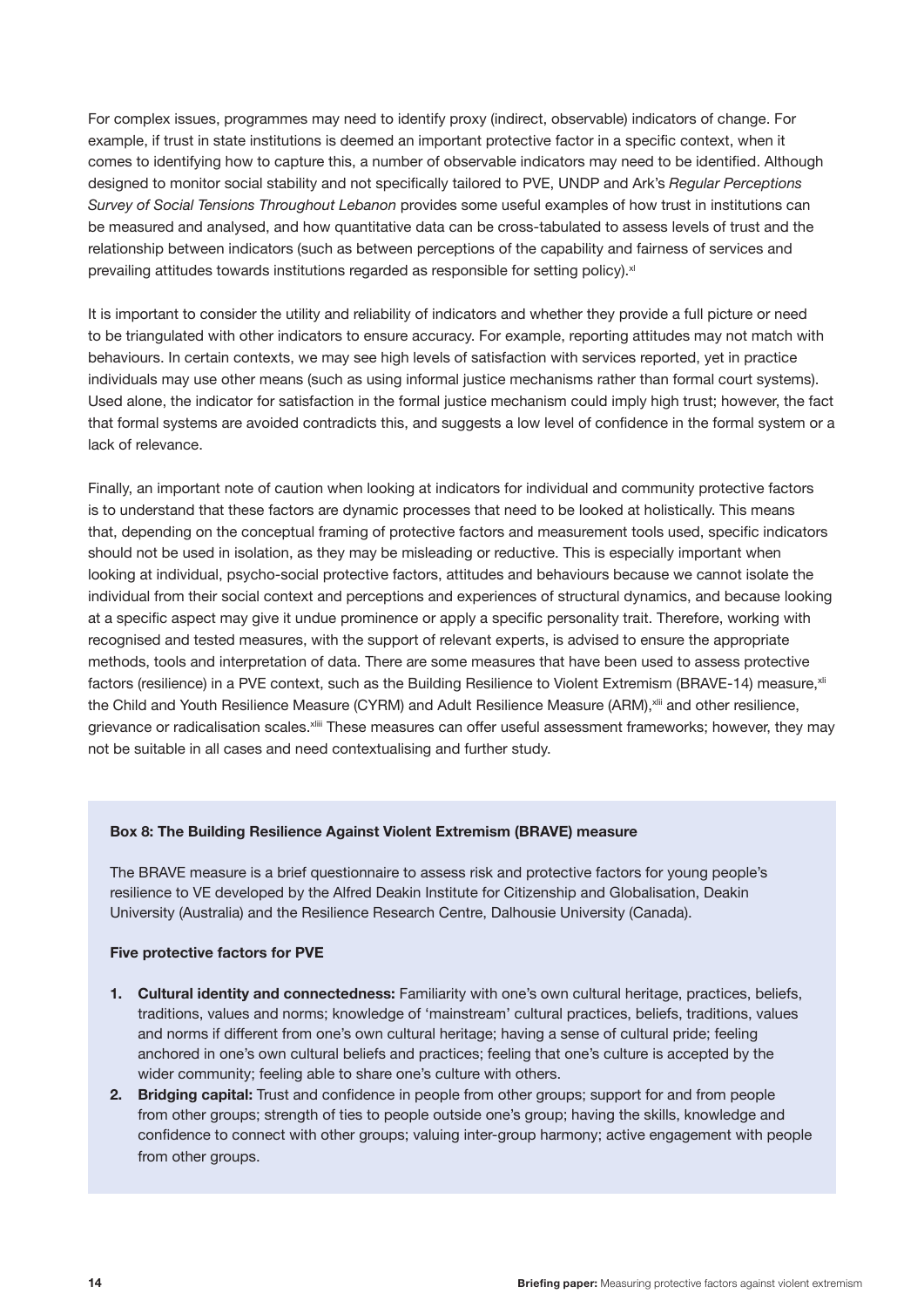For complex issues, programmes may need to identify proxy (indirect, observable) indicators of change. For example, if trust in state institutions is deemed an important protective factor in a specific context, when it comes to identifying how to capture this, a number of observable indicators may need to be identified. Although designed to monitor social stability and not specifically tailored to PVE, UNDP and Ark's *Regular Perceptions Survey of Social Tensions Throughout Lebanon* provides some useful examples of how trust in institutions can be measured and analysed, and how quantitative data can be cross-tabulated to assess levels of trust and the relationship between indicators (such as between perceptions of the capability and fairness of services and prevailing attitudes towards institutions regarded as responsible for setting policy).[xl]

It is important to consider the utility and reliability of indicators and whether they provide a full picture or need to be triangulated with other indicators to ensure accuracy. For example, reporting attitudes may not match with behaviours. In certain contexts, we may see high levels of satisfaction with services reported, yet in practice individuals may use other means (such as using informal justice mechanisms rather than formal court systems). Used alone, the indicator for satisfaction in the formal justice mechanism could imply high trust; however, the fact that formal systems are avoided contradicts this, and suggests a low level of confidence in the formal system or a lack of relevance.

Finally, an important note of caution when looking at indicators for individual and community protective factors is to understand that these factors are dynamic processes that need to be looked at holistically. This means that, depending on the conceptual framing of protective factors and measurement tools used, specific indicators should not be used in isolation, as they may be misleading or reductive. This is especially important when looking at individual, psycho-social protective factors, attitudes and behaviours because we cannot isolate the individual from their social context and perceptions and experiences of structural dynamics, and because looking at a specific aspect may give it undue prominence or apply a specific personality trait. Therefore, working with recognised and tested measures, with the support of relevant experts, is advised to ensure the appropriate methods, tools and interpretation of data. There are some measures that have been used to assess protective factors (resilience) in a PVE context, such as the Building Resilience to Violent Extremism (BRAVE-14) measure,[xli] the Child and Youth Resilience Measure (CYRM) and Adult Resilience Measure (ARM),[xlii] and other resilience, grievance or radicalisation scales.[xliii] These measures can offer useful assessment frameworks; however, they may not be suitable in all cases and need contextualising and further study.

**Box 8: The Building Resilience Against Violent Extremism (BRAVE) measure**

The BRAVE measure is a brief questionnaire to assess risk and protective factors for young people's resilience to VE developed by the Alfred Deakin Institute for Citizenship and Globalisation, Deakin University (Australia) and the Resilience Research Centre, Dalhousie University (Canada).

**Five protective factors for PVE**

1. **Cultural identity and connectedness:** Familiarity with one's own cultural heritage, practices, beliefs, traditions, values and norms; knowledge of 'mainstream' cultural practices, beliefs, traditions, values and norms if different from one's own cultural heritage; having a sense of cultural pride; feeling anchored in one's own cultural beliefs and practices; feeling that one's culture is accepted by the wider community; feeling able to share one's culture with others.
2. **Bridging capital:** Trust and confidence in people from other groups; support for and from people from other groups; strength of ties to people outside one's group; having the skills, knowledge and confidence to connect with other groups; valuing inter-group harmony; active engagement with people from other groups.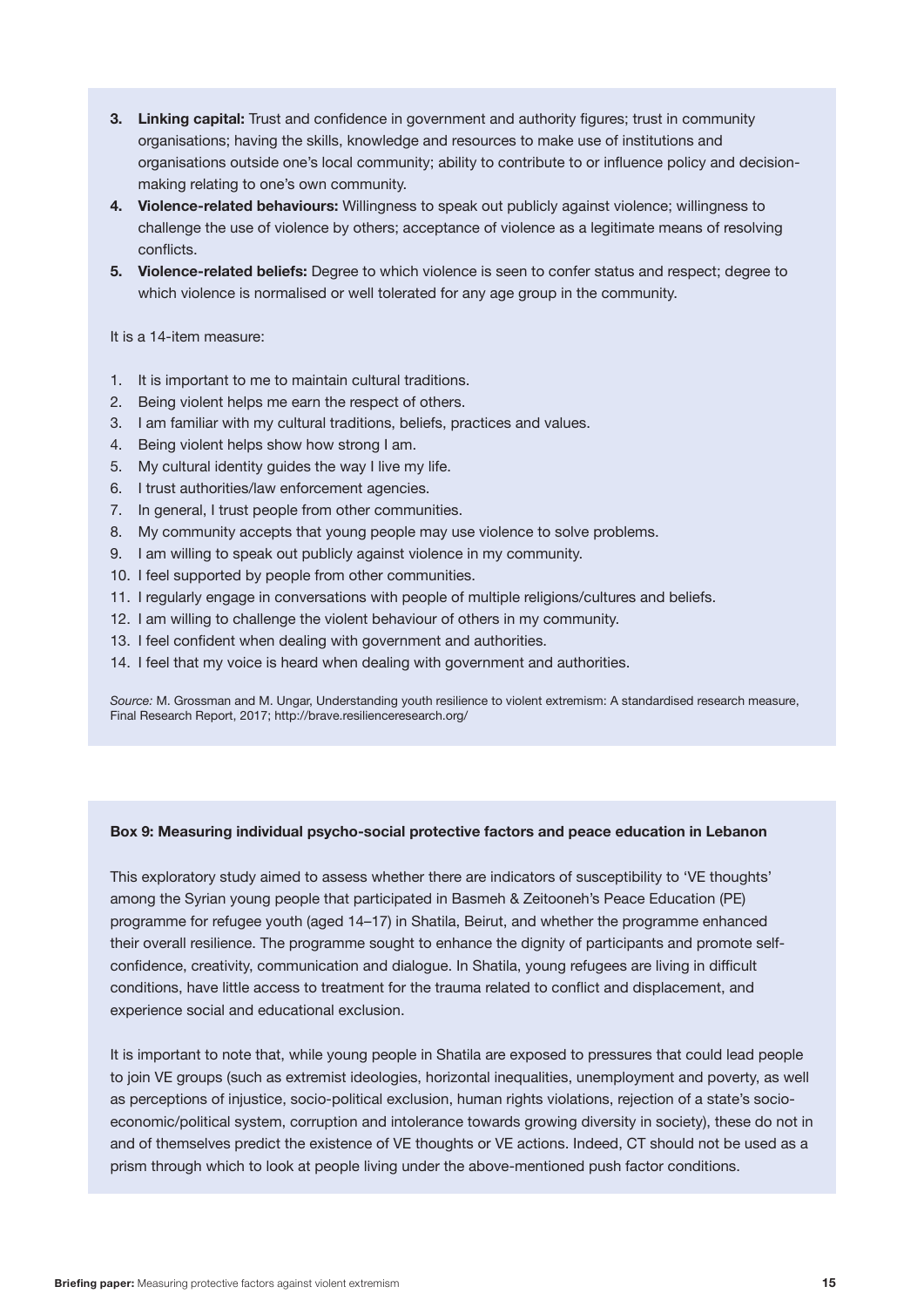3. **Linking capital:** Trust and confidence in government and authority figures; trust in community organisations; having the skills, knowledge and resources to make use of institutions and organisations outside one's local community; ability to contribute to or influence policy and decision-making relating to one's own community.
4. **Violence-related behaviours:** Willingness to speak out publicly against violence; willingness to challenge the use of violence by others; acceptance of violence as a legitimate means of resolving conflicts.
5. **Violence-related beliefs:** Degree to which violence is seen to confer status and respect; degree to which violence is normalised or well tolerated for any age group in the community.

It is a 14-item measure:

1. It is important to me to maintain cultural traditions.
2. Being violent helps me earn the respect of others.
3. I am familiar with my cultural traditions, beliefs, practices and values.
4. Being violent helps show how strong I am.
5. My cultural identity guides the way I live my life.
6. I trust authorities/law enforcement agencies.
7. In general, I trust people from other communities.
8. My community accepts that young people may use violence to solve problems.
9. I am willing to speak out publicly against violence in my community.
10. I feel supported by people from other communities.
11. I regularly engage in conversations with people of multiple religions/cultures and beliefs.
12. I am willing to challenge the violent behaviour of others in my community.
13. I feel confident when dealing with government and authorities.
14. I feel that my voice is heard when dealing with government and authorities.

*Source:* M. Grossman and M. Ungar, Understanding youth resilience to violent extremism: A standardised research measure, Final Research Report, 2017; http://brave.resilienceresearch.org/

**Box 9: Measuring individual psycho-social protective factors and peace education in Lebanon**

This exploratory study aimed to assess whether there are indicators of susceptibility to 'VE thoughts' among the Syrian young people that participated in Basmeh & Zeitooneh's Peace Education (PE) programme for refugee youth (aged 14–17) in Shatila, Beirut, and whether the programme enhanced their overall resilience. The programme sought to enhance the dignity of participants and promote self-confidence, creativity, communication and dialogue. In Shatila, young refugees are living in difficult conditions, have little access to treatment for the trauma related to conflict and displacement, and experience social and educational exclusion.

It is important to note that, while young people in Shatila are exposed to pressures that could lead people to join VE groups (such as extremist ideologies, horizontal inequalities, unemployment and poverty, as well as perceptions of injustice, socio-political exclusion, human rights violations, rejection of a state's socio-economic/political system, corruption and intolerance towards growing diversity in society), these do not in and of themselves predict the existence of VE thoughts or VE actions. Indeed, CT should not be used as a prism through which to look at people living under the above-mentioned push factor conditions.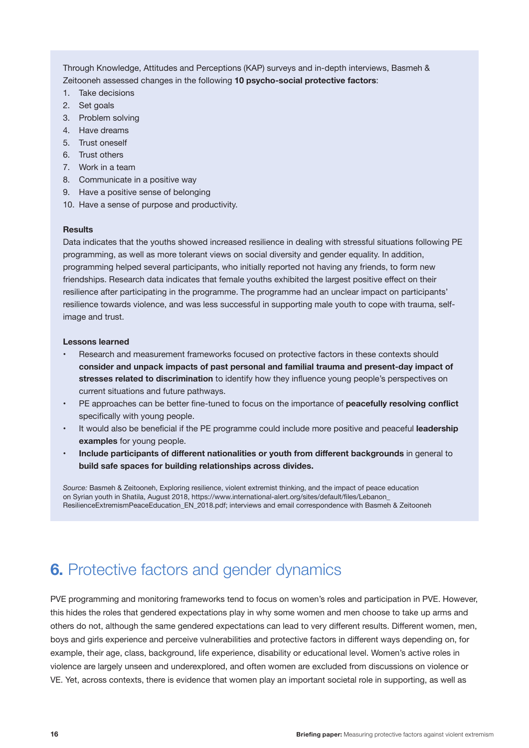Through Knowledge, Attitudes and Perceptions (KAP) surveys and in-depth interviews, Basmeh & Zeitooneh assessed changes in the following **10 psycho-social protective factors**:

1. Take decisions
2. Set goals
3. Problem solving
4. Have dreams
5. Trust oneself
6. Trust others
7. Work in a team
8. Communicate in a positive way
9. Have a positive sense of belonging
10. Have a sense of purpose and productivity.

**Results**

Data indicates that the youths showed increased resilience in dealing with stressful situations following PE programming, as well as more tolerant views on social diversity and gender equality. In addition, programming helped several participants, who initially reported not having any friends, to form new friendships. Research data indicates that female youths exhibited the largest positive effect on their resilience after participating in the programme. The programme had an unclear impact on participants' resilience towards violence, and was less successful in supporting male youth to cope with trauma, self-image and trust.

**Lessons learned**

- Research and measurement frameworks focused on protective factors in these contexts should **consider and unpack impacts of past personal and familial trauma and present-day impact of stresses related to discrimination** to identify how they influence young people's perspectives on current situations and future pathways.
- PE approaches can be better fine-tuned to focus on the importance of **peacefully resolving conflict** specifically with young people.
- It would also be beneficial if the PE programme could include more positive and peaceful **leadership examples** for young people.
- **Include participants of different nationalities or youth from different backgrounds** in general to **build safe spaces for building relationships across divides.**

*Source:* Basmeh & Zeitooneh, Exploring resilience, violent extremist thinking, and the impact of peace education on Syrian youth in Shatila, August 2018, https://www.international-alert.org/sites/default/files/Lebanon_ResilienceExtremismPeaceEducation_EN_2018.pdf; interviews and email correspondence with Basmeh & Zeitooneh

## 6. Protective factors and gender dynamics

PVE programming and monitoring frameworks tend to focus on women's roles and participation in PVE. However, this hides the roles that gendered expectations play in why some women and men choose to take up arms and others do not, although the same gendered expectations can lead to very different results. Different women, men, boys and girls experience and perceive vulnerabilities and protective factors in different ways depending on, for example, their age, class, background, life experience, disability or educational level. Women's active roles in violence are largely unseen and underexplored, and often women are excluded from discussions on violence or VE. Yet, across contexts, there is evidence that women play an important societal role in supporting, as well as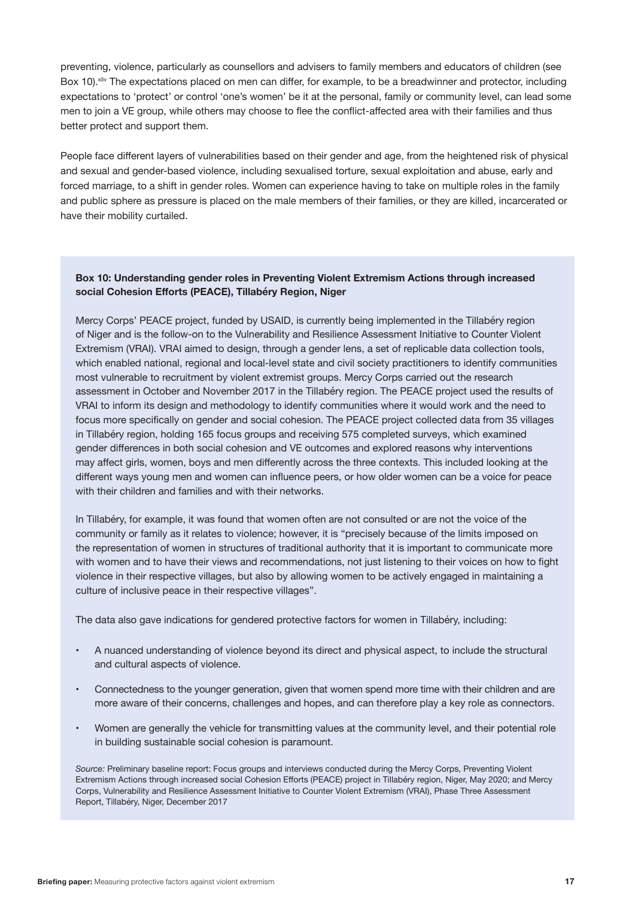preventing, violence, particularly as counsellors and advisers to family members and educators of children (see Box 10).[xliv] The expectations placed on men can differ, for example, to be a breadwinner and protector, including expectations to 'protect' or control 'one's women' be it at the personal, family or community level, can lead some men to join a VE group, while others may choose to flee the conflict-affected area with their families and thus better protect and support them.

People face different layers of vulnerabilities based on their gender and age, from the heightened risk of physical and sexual and gender-based violence, including sexualised torture, sexual exploitation and abuse, early and forced marriage, to a shift in gender roles. Women can experience having to take on multiple roles in the family and public sphere as pressure is placed on the male members of their families, or they are killed, incarcerated or have their mobility curtailed.

**Box 10: Understanding gender roles in Preventing Violent Extremism Actions through increased social Cohesion Efforts (PEACE), Tillabéry Region, Niger**

Mercy Corps' PEACE project, funded by USAID, is currently being implemented in the Tillabéry region of Niger and is the follow-on to the Vulnerability and Resilience Assessment Initiative to Counter Violent Extremism (VRAI). VRAI aimed to design, through a gender lens, a set of replicable data collection tools, which enabled national, regional and local-level state and civil society practitioners to identify communities most vulnerable to recruitment by violent extremist groups. Mercy Corps carried out the research assessment in October and November 2017 in the Tillabéry region. The PEACE project used the results of VRAI to inform its design and methodology to identify communities where it would work and the need to focus more specifically on gender and social cohesion. The PEACE project collected data from 35 villages in Tillabéry region, holding 165 focus groups and receiving 575 completed surveys, which examined gender differences in both social cohesion and VE outcomes and explored reasons why interventions may affect girls, women, boys and men differently across the three contexts. This included looking at the different ways young men and women can influence peers, or how older women can be a voice for peace with their children and families and with their networks.

In Tillabéry, for example, it was found that women often are not consulted or are not the voice of the community or family as it relates to violence; however, it is "precisely because of the limits imposed on the representation of women in structures of traditional authority that it is important to communicate more with women and to have their views and recommendations, not just listening to their voices on how to fight violence in their respective villages, but also by allowing women to be actively engaged in maintaining a culture of inclusive peace in their respective villages".

The data also gave indications for gendered protective factors for women in Tillabéry, including:

- A nuanced understanding of violence beyond its direct and physical aspect, to include the structural and cultural aspects of violence.
- Connectedness to the younger generation, given that women spend more time with their children and are more aware of their concerns, challenges and hopes, and can therefore play a key role as connectors.
- Women are generally the vehicle for transmitting values at the community level, and their potential role in building sustainable social cohesion is paramount.

*Source:* Preliminary baseline report: Focus groups and interviews conducted during the Mercy Corps, Preventing Violent Extremism Actions through increased social Cohesion Efforts (PEACE) project in Tillabéry region, Niger, May 2020; and Mercy Corps, Vulnerability and Resilience Assessment Initiative to Counter Violent Extremism (VRAI), Phase Three Assessment Report, Tillabéry, Niger, December 2017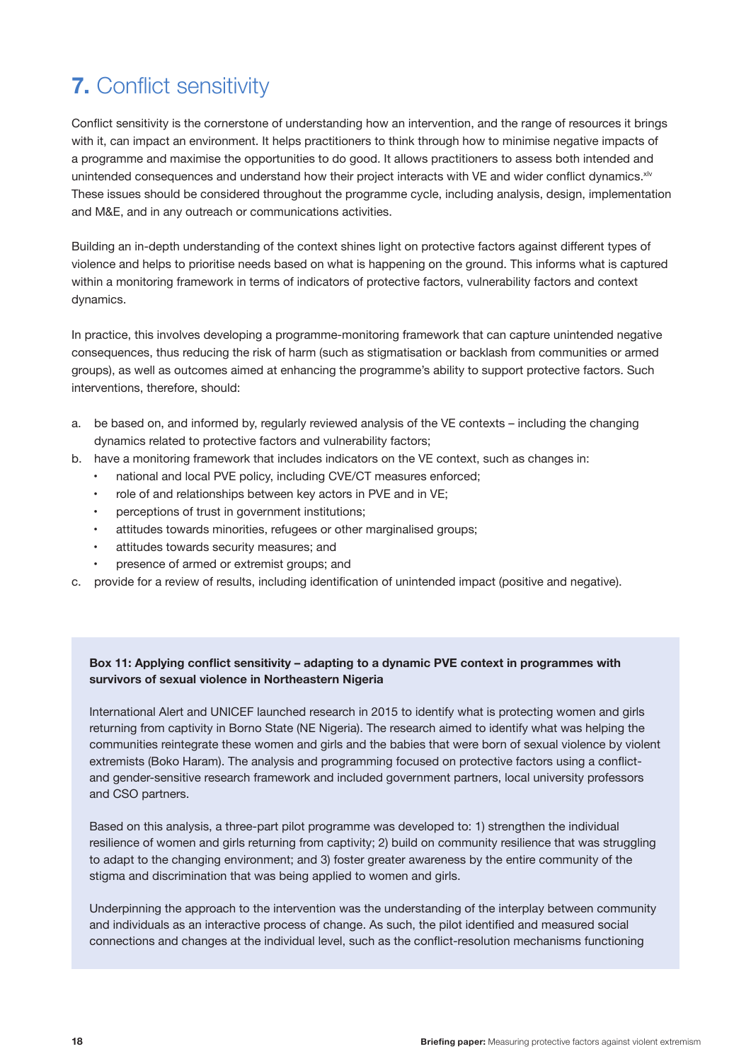# 7. Conflict sensitivity

Conflict sensitivity is the cornerstone of understanding how an intervention, and the range of resources it brings with it, can impact an environment. It helps practitioners to think through how to minimise negative impacts of a programme and maximise the opportunities to do good. It allows practitioners to assess both intended and unintended consequences and understand how their project interacts with VE and wider conflict dynamics.[xlv] These issues should be considered throughout the programme cycle, including analysis, design, implementation and M&E, and in any outreach or communications activities.

Building an in-depth understanding of the context shines light on protective factors against different types of violence and helps to prioritise needs based on what is happening on the ground. This informs what is captured within a monitoring framework in terms of indicators of protective factors, vulnerability factors and context dynamics.

In practice, this involves developing a programme-monitoring framework that can capture unintended negative consequences, thus reducing the risk of harm (such as stigmatisation or backlash from communities or armed groups), as well as outcomes aimed at enhancing the programme's ability to support protective factors. Such interventions, therefore, should:

a. be based on, and informed by, regularly reviewed analysis of the VE contexts – including the changing dynamics related to protective factors and vulnerability factors;
b. have a monitoring framework that includes indicators on the VE context, such as changes in:
   - national and local PVE policy, including CVE/CT measures enforced;
   - role of and relationships between key actors in PVE and in VE;
   - perceptions of trust in government institutions;
   - attitudes towards minorities, refugees or other marginalised groups;
   - attitudes towards security measures; and
   - presence of armed or extremist groups; and
c. provide for a review of results, including identification of unintended impact (positive and negative).

**Box 11: Applying conflict sensitivity – adapting to a dynamic PVE context in programmes with survivors of sexual violence in Northeastern Nigeria**

International Alert and UNICEF launched research in 2015 to identify what is protecting women and girls returning from captivity in Borno State (NE Nigeria). The research aimed to identify what was helping the communities reintegrate these women and girls and the babies that were born of sexual violence by violent extremists (Boko Haram). The analysis and programming focused on protective factors using a conflict- and gender-sensitive research framework and included government partners, local university professors and CSO partners.

Based on this analysis, a three-part pilot programme was developed to: 1) strengthen the individual resilience of women and girls returning from captivity; 2) build on community resilience that was struggling to adapt to the changing environment; and 3) foster greater awareness by the entire community of the stigma and discrimination that was being applied to women and girls.

Underpinning the approach to the intervention was the understanding of the interplay between community and individuals as an interactive process of change. As such, the pilot identified and measured social connections and changes at the individual level, such as the conflict-resolution mechanisms functioning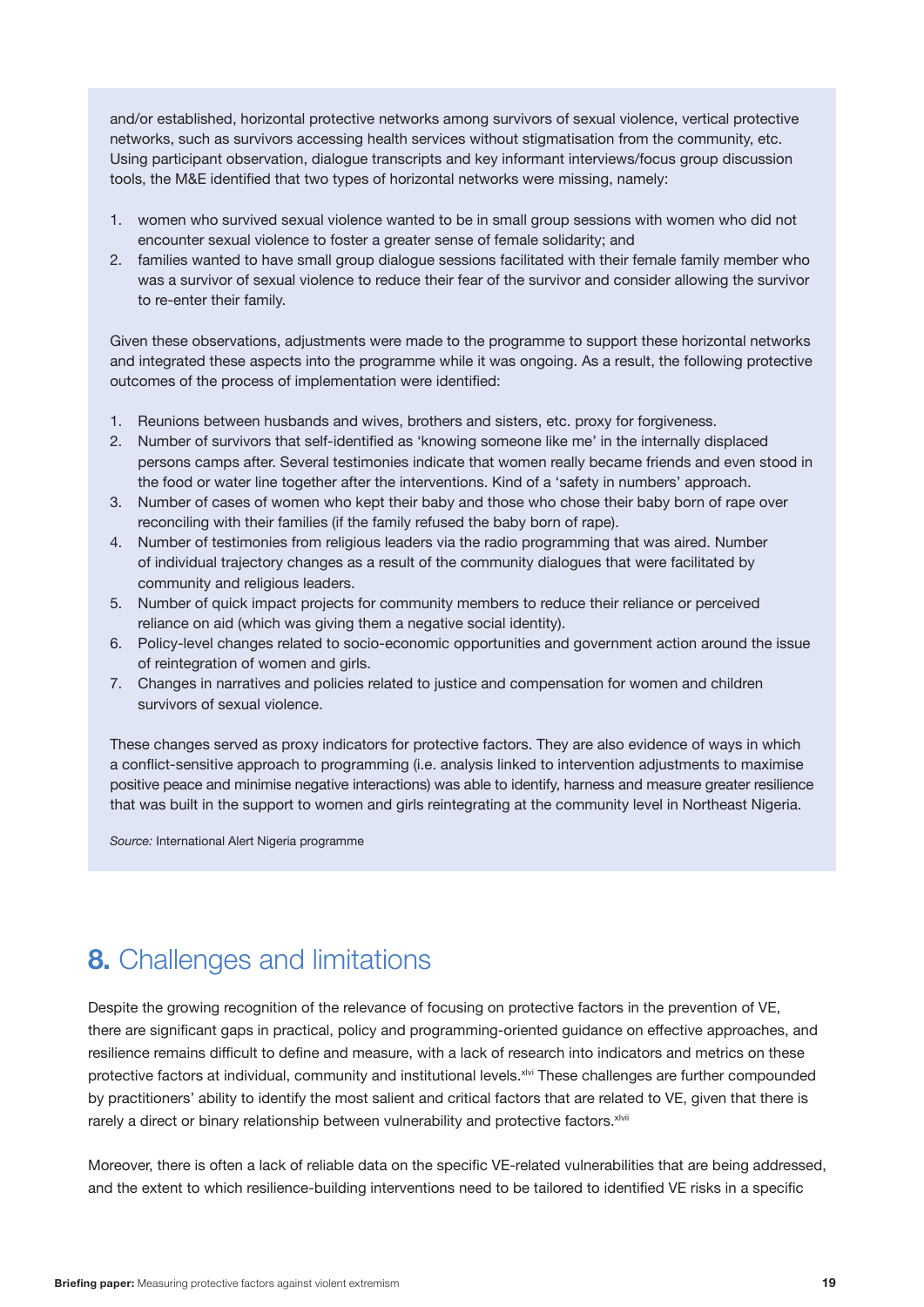and/or established, horizontal protective networks among survivors of sexual violence, vertical protective networks, such as survivors accessing health services without stigmatisation from the community, etc. Using participant observation, dialogue transcripts and key informant interviews/focus group discussion tools, the M&E identified that two types of horizontal networks were missing, namely:

1. women who survived sexual violence wanted to be in small group sessions with women who did not encounter sexual violence to foster a greater sense of female solidarity; and
2. families wanted to have small group dialogue sessions facilitated with their female family member who was a survivor of sexual violence to reduce their fear of the survivor and consider allowing the survivor to re-enter their family.

Given these observations, adjustments were made to the programme to support these horizontal networks and integrated these aspects into the programme while it was ongoing. As a result, the following protective outcomes of the process of implementation were identified:

1. Reunions between husbands and wives, brothers and sisters, etc. proxy for forgiveness.
2. Number of survivors that self-identified as 'knowing someone like me' in the internally displaced persons camps after. Several testimonies indicate that women really became friends and even stood in the food or water line together after the interventions. Kind of a 'safety in numbers' approach.
3. Number of cases of women who kept their baby and those who chose their baby born of rape over reconciling with their families (if the family refused the baby born of rape).
4. Number of testimonies from religious leaders via the radio programming that was aired. Number of individual trajectory changes as a result of the community dialogues that were facilitated by community and religious leaders.
5. Number of quick impact projects for community members to reduce their reliance or perceived reliance on aid (which was giving them a negative social identity).
6. Policy-level changes related to socio-economic opportunities and government action around the issue of reintegration of women and girls.
7. Changes in narratives and policies related to justice and compensation for women and children survivors of sexual violence.

These changes served as proxy indicators for protective factors. They are also evidence of ways in which a conflict-sensitive approach to programming (i.e. analysis linked to intervention adjustments to maximise positive peace and minimise negative interactions) was able to identify, harness and measure greater resilience that was built in the support to women and girls reintegrating at the community level in Northeast Nigeria.

*Source:* International Alert Nigeria programme

## 8. Challenges and limitations

Despite the growing recognition of the relevance of focusing on protective factors in the prevention of VE, there are significant gaps in practical, policy and programming-oriented guidance on effective approaches, and resilience remains difficult to define and measure, with a lack of research into indicators and metrics on these protective factors at individual, community and institutional levels.[xlvi] These challenges are further compounded by practitioners' ability to identify the most salient and critical factors that are related to VE, given that there is rarely a direct or binary relationship between vulnerability and protective factors.[xlvii]

Moreover, there is often a lack of reliable data on the specific VE-related vulnerabilities that are being addressed, and the extent to which resilience-building interventions need to be tailored to identified VE risks in a specific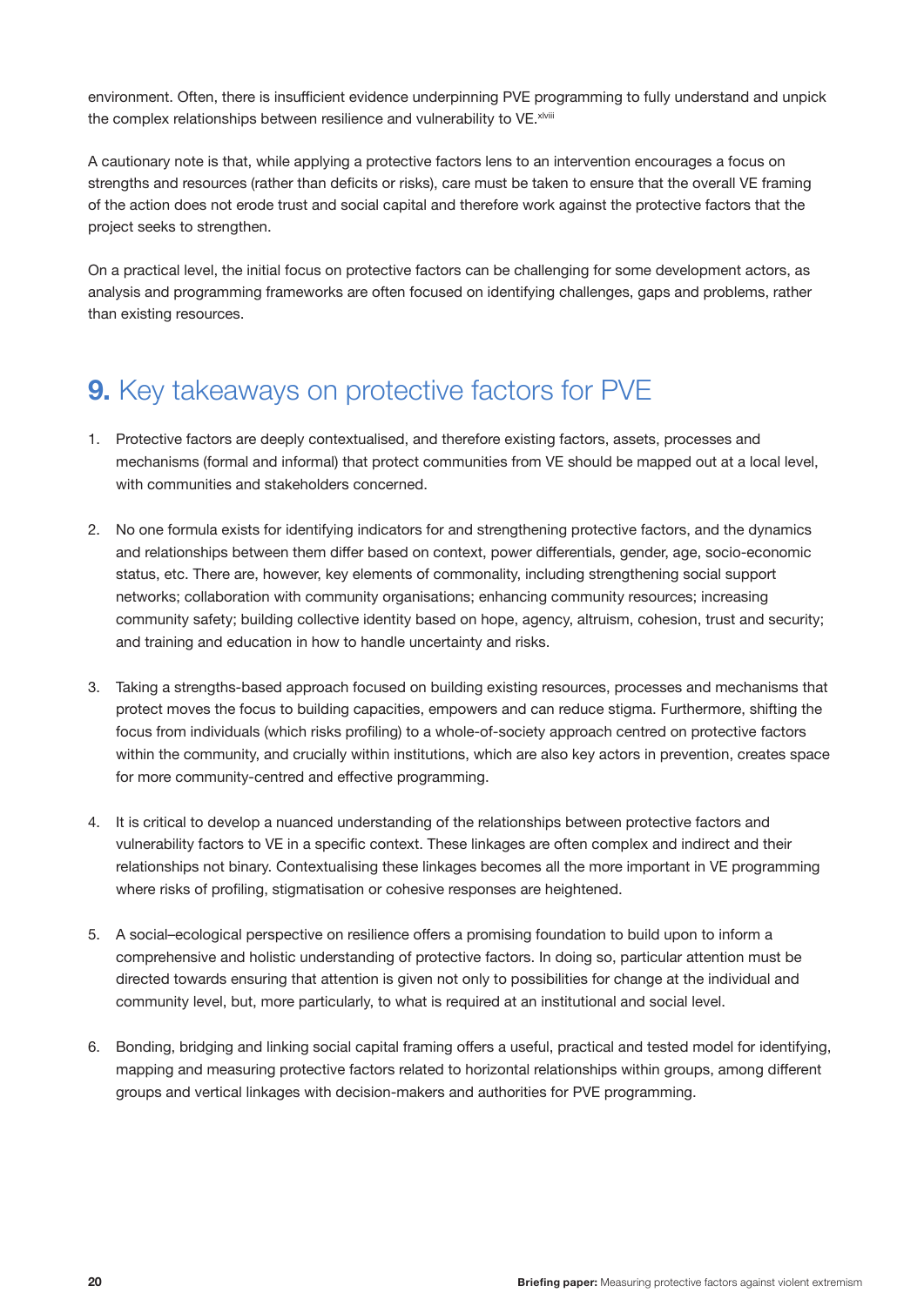environment. Often, there is insufficient evidence underpinning PVE programming to fully understand and unpick the complex relationships between resilience and vulnerability to VE.[xlviii]

A cautionary note is that, while applying a protective factors lens to an intervention encourages a focus on strengths and resources (rather than deficits or risks), care must be taken to ensure that the overall VE framing of the action does not erode trust and social capital and therefore work against the protective factors that the project seeks to strengthen.

On a practical level, the initial focus on protective factors can be challenging for some development actors, as analysis and programming frameworks are often focused on identifying challenges, gaps and problems, rather than existing resources.

## **9.** Key takeaways on protective factors for PVE

1. Protective factors are deeply contextualised, and therefore existing factors, assets, processes and mechanisms (formal and informal) that protect communities from VE should be mapped out at a local level, with communities and stakeholders concerned.

2. No one formula exists for identifying indicators for and strengthening protective factors, and the dynamics and relationships between them differ based on context, power differentials, gender, age, socio-economic status, etc. There are, however, key elements of commonality, including strengthening social support networks; collaboration with community organisations; enhancing community resources; increasing community safety; building collective identity based on hope, agency, altruism, cohesion, trust and security; and training and education in how to handle uncertainty and risks.

3. Taking a strengths-based approach focused on building existing resources, processes and mechanisms that protect moves the focus to building capacities, empowers and can reduce stigma. Furthermore, shifting the focus from individuals (which risks profiling) to a whole-of-society approach centred on protective factors within the community, and crucially within institutions, which are also key actors in prevention, creates space for more community-centred and effective programming.

4. It is critical to develop a nuanced understanding of the relationships between protective factors and vulnerability factors to VE in a specific context. These linkages are often complex and indirect and their relationships not binary. Contextualising these linkages becomes all the more important in VE programming where risks of profiling, stigmatisation or cohesive responses are heightened.

5. A social–ecological perspective on resilience offers a promising foundation to build upon to inform a comprehensive and holistic understanding of protective factors. In doing so, particular attention must be directed towards ensuring that attention is given not only to possibilities for change at the individual and community level, but, more particularly, to what is required at an institutional and social level.

6. Bonding, bridging and linking social capital framing offers a useful, practical and tested model for identifying, mapping and measuring protective factors related to horizontal relationships within groups, among different groups and vertical linkages with decision-makers and authorities for PVE programming.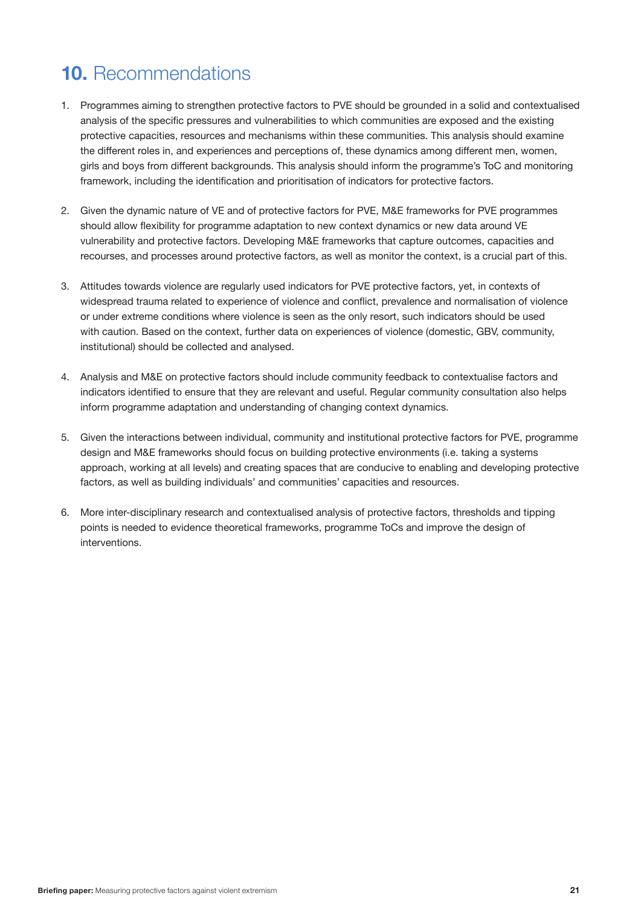# 10. Recommendations

1. Programmes aiming to strengthen protective factors to PVE should be grounded in a solid and contextualised analysis of the specific pressures and vulnerabilities to which communities are exposed and the existing protective capacities, resources and mechanisms within these communities. This analysis should examine the different roles in, and experiences and perceptions of, these dynamics among different men, women, girls and boys from different backgrounds. This analysis should inform the programme's ToC and monitoring framework, including the identification and prioritisation of indicators for protective factors.

2. Given the dynamic nature of VE and of protective factors for PVE, M&E frameworks for PVE programmes should allow flexibility for programme adaptation to new context dynamics or new data around VE vulnerability and protective factors. Developing M&E frameworks that capture outcomes, capacities and recourses, and processes around protective factors, as well as monitor the context, is a crucial part of this.

3. Attitudes towards violence are regularly used indicators for PVE protective factors, yet, in contexts of widespread trauma related to experience of violence and conflict, prevalence and normalisation of violence or under extreme conditions where violence is seen as the only resort, such indicators should be used with caution. Based on the context, further data on experiences of violence (domestic, GBV, community, institutional) should be collected and analysed.

4. Analysis and M&E on protective factors should include community feedback to contextualise factors and indicators identified to ensure that they are relevant and useful. Regular community consultation also helps inform programme adaptation and understanding of changing context dynamics.

5. Given the interactions between individual, community and institutional protective factors for PVE, programme design and M&E frameworks should focus on building protective environments (i.e. taking a systems approach, working at all levels) and creating spaces that are conducive to enabling and developing protective factors, as well as building individuals' and communities' capacities and resources.

6. More inter-disciplinary research and contextualised analysis of protective factors, thresholds and tipping points is needed to evidence theoretical frameworks, programme ToCs and improve the design of interventions.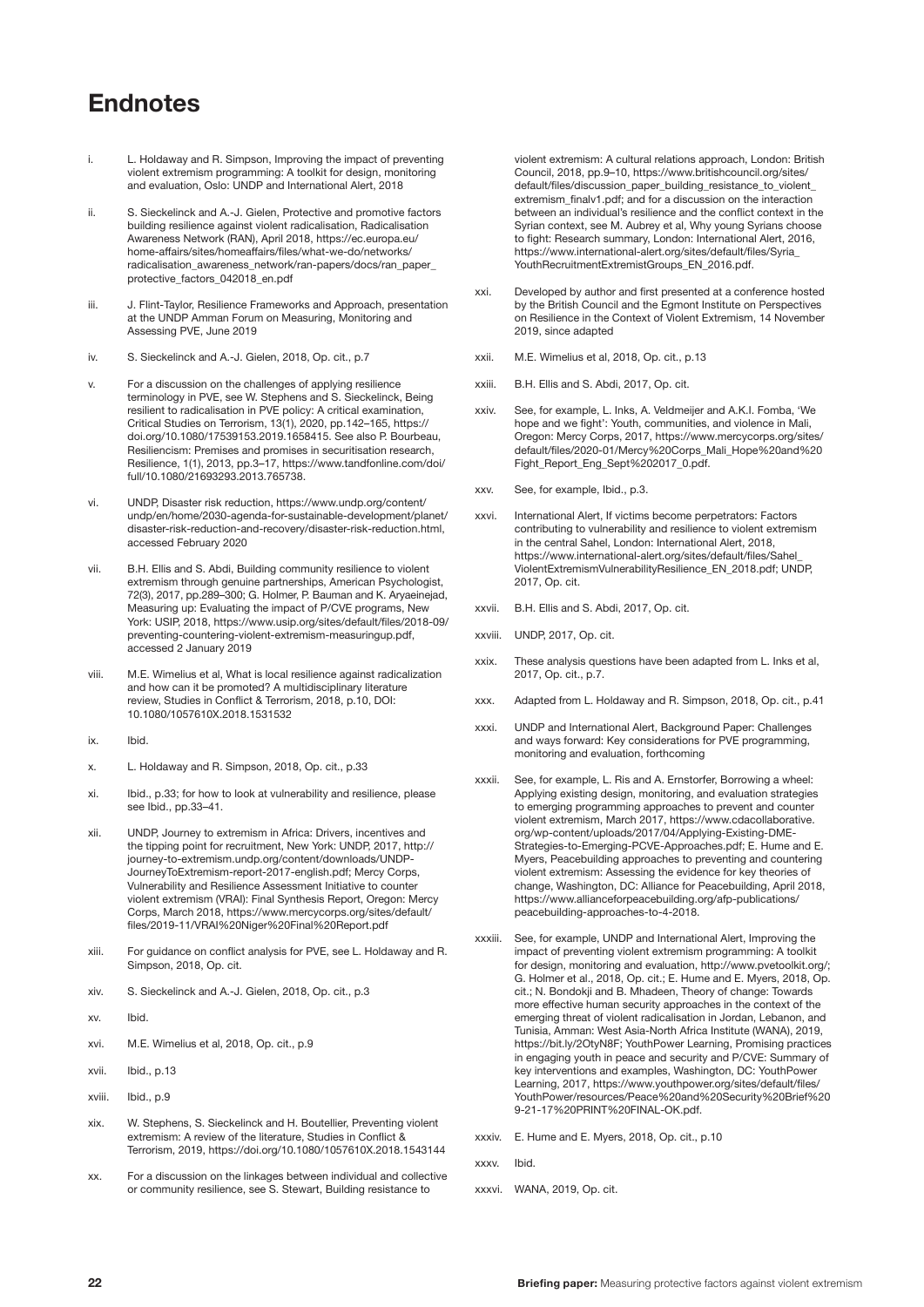# Endnotes

i. L. Holdaway and R. Simpson, Improving the impact of preventing violent extremism programming: A toolkit for design, monitoring and evaluation, Oslo: UNDP and International Alert, 2018

ii. S. Sieckelinck and A.-J. Gielen, Protective and promotive factors building resilience against violent radicalisation, Radicalisation Awareness Network (RAN), April 2018, https://ec.europa.eu/home-affairs/sites/homeaffairs/files/what-we-do/networks/radicalisation_awareness_network/ran-papers/docs/ran_paper_protective_factors_042018_en.pdf

iii. J. Flint-Taylor, Resilience Frameworks and Approach, presentation at the UNDP Amman Forum on Measuring, Monitoring and Assessing PVE, June 2019

iv. S. Sieckelinck and A.-J. Gielen, 2018, Op. cit., p.7

v. For a discussion on the challenges of applying resilience terminology in PVE, see W. Stephens and S. Sieckelinck, Being resilient to radicalisation in PVE policy: A critical examination, Critical Studies on Terrorism, 13(1), 2020, pp.142–165, https://doi.org/10.1080/17539153.2019.1658415. See also P. Bourbeau, Resiliencism: Premises and promises in securitisation research, Resilience, 1(1), 2013, pp.3–17, https://www.tandfonline.com/doi/full/10.1080/21693293.2013.765738.

vi. UNDP, Disaster risk reduction, https://www.undp.org/content/undp/en/home/2030-agenda-for-sustainable-development/planet/disaster-risk-reduction-and-recovery/disaster-risk-reduction.html, accessed February 2020

vii. B.H. Ellis and S. Abdi, Building community resilience to violent extremism through genuine partnerships, American Psychologist, 72(3), 2017, pp.289–300; G. Holmer, P. Bauman and K. Aryaeinejad, Measuring up: Evaluating the impact of P/CVE programs, New York: USIP, 2018, https://www.usip.org/sites/default/files/2018-09/preventing-countering-violent-extremism-measuringup.pdf, accessed 2 January 2019

viii. M.E. Wimelius et al, What is local resilience against radicalization and how can it be promoted? A multidisciplinary literature review, Studies in Conflict & Terrorism, 2018, p.10, DOI: 10.1080/1057610X.2018.1531532

ix. Ibid.

x. L. Holdaway and R. Simpson, 2018, Op. cit., p.33

xi. Ibid., p.33; for how to look at vulnerability and resilience, please see Ibid., pp.33–41.

xii. UNDP, Journey to extremism in Africa: Drivers, incentives and the tipping point for recruitment, New York: UNDP, 2017, http://journey-to-extremism.undp.org/content/downloads/UNDP-JourneyToExtremism-report-2017-english.pdf; Mercy Corps, Vulnerability and Resilience Assessment Initiative to counter violent extremism (VRAI): Final Synthesis Report, Oregon: Mercy Corps, March 2018, https://www.mercycorps.org/sites/default/files/2019-11/VRAI%20Niger%20Final%20Report.pdf

xiii. For guidance on conflict analysis for PVE, see L. Holdaway and R. Simpson, 2018, Op. cit.

xiv. S. Sieckelinck and A.-J. Gielen, 2018, Op. cit., p.3

xv. Ibid.

xvi. M.E. Wimelius et al, 2018, Op. cit., p.9

xvii. Ibid., p.13

xviii. Ibid., p.9

xix. W. Stephens, S. Sieckelinck and H. Boutellier, Preventing violent extremism: A review of the literature, Studies in Conflict & Terrorism, 2019, https://doi.org/10.1080/1057610X.2018.1543144

xx. For a discussion on the linkages between individual and collective or community resilience, see S. Stewart, Building resistance to violent extremism: A cultural relations approach, London: British Council, 2018, pp.9–10, https://www.britishcouncil.org/sites/default/files/discussion_paper_building_resistance_to_violent_extremism_finalv1.pdf; and for a discussion on the interaction between an individual's resilience and the conflict context in the Syrian context, see M. Aubrey et al, Why young Syrians choose to fight: Research summary, London: International Alert, 2016, https://www.international-alert.org/sites/default/files/Syria_YouthRecruitmentExtremistGroups_EN_2016.pdf.

xxi. Developed by author and first presented at a conference hosted by the British Council and the Egmont Institute on Perspectives on Resilience in the Context of Violent Extremism, 14 November 2019, since adapted

xxii. M.E. Wimelius et al, 2018, Op. cit., p.13

xxiii. B.H. Ellis and S. Abdi, 2017, Op. cit.

xxiv. See, for example, L. Inks, A. Veldmeijer and A.K.I. Fomba, 'We hope and we fight': Youth, communities, and violence in Mali, Oregon: Mercy Corps, 2017, https://www.mercycorps.org/sites/default/files/2020-01/Mercy%20Corps_Mali_Hope%20and%20Fight_Report_Eng_Sept%202017_0.pdf.

xxv. See, for example, Ibid., p.3.

xxvi. International Alert, If victims become perpetrators: Factors contributing to vulnerability and resilience to violent extremism in the central Sahel, London: International Alert, 2018, https://www.international-alert.org/sites/default/files/Sahel_ViolentExtremismVulnerabilityResilience_EN_2018.pdf; UNDP, 2017, Op. cit.

xxvii. B.H. Ellis and S. Abdi, 2017, Op. cit.

xxviii. UNDP, 2017, Op. cit.

xxix. These analysis questions have been adapted from L. Inks et al, 2017, Op. cit., p.7.

xxx. Adapted from L. Holdaway and R. Simpson, 2018, Op. cit., p.41

xxxi. UNDP and International Alert, Background Paper: Challenges and ways forward: Key considerations for PVE programming, monitoring and evaluation, forthcoming

xxxii. See, for example, L. Ris and A. Ernstorfer, Borrowing a wheel: Applying existing design, monitoring, and evaluation strategies to emerging programming approaches to prevent and counter violent extremism, March 2017, https://www.cdacollaborative.org/wp-content/uploads/2017/04/Applying-Existing-DME-Strategies-to-Emerging-PCVE-Approaches.pdf; E. Hume and E. Myers, Peacebuilding approaches to preventing and countering violent extremism: Assessing the evidence for key theories of change, Washington, DC: Alliance for Peacebuilding, April 2018, https://www.allianceforpeacebuilding.org/afp-publications/peacebuilding-approaches-to-4-2018.

xxxiii. See, for example, UNDP and International Alert, Improving the impact of preventing violent extremism programming: A toolkit for design, monitoring and evaluation, http://www.pvetoolkit.org/; G. Holmer et al., 2018, Op. cit.; E. Hume and E. Myers, 2018, Op. cit.; N. Bondokji and B. Mhadeen, Theory of change: Towards more effective human security approaches in the context of the emerging threat of violent radicalisation in Jordan, Lebanon, and Tunisia, Amman: West Asia-North Africa Institute (WANA), 2019, https://bit.ly/2OtyN8F; YouthPower Learning, Promising practices in engaging youth in peace and security and P/CVE: Summary of key interventions and examples, Washington, DC: YouthPower Learning, 2017, https://www.youthpower.org/sites/default/files/YouthPower/resources/Peace%20and%20Security%20Brief%209-21-17%20PRINT%20FINAL-OK.pdf.

xxxiv. E. Hume and E. Myers, 2018, Op. cit., p.10

xxxv. Ibid.

xxxvi. WANA, 2019, Op. cit.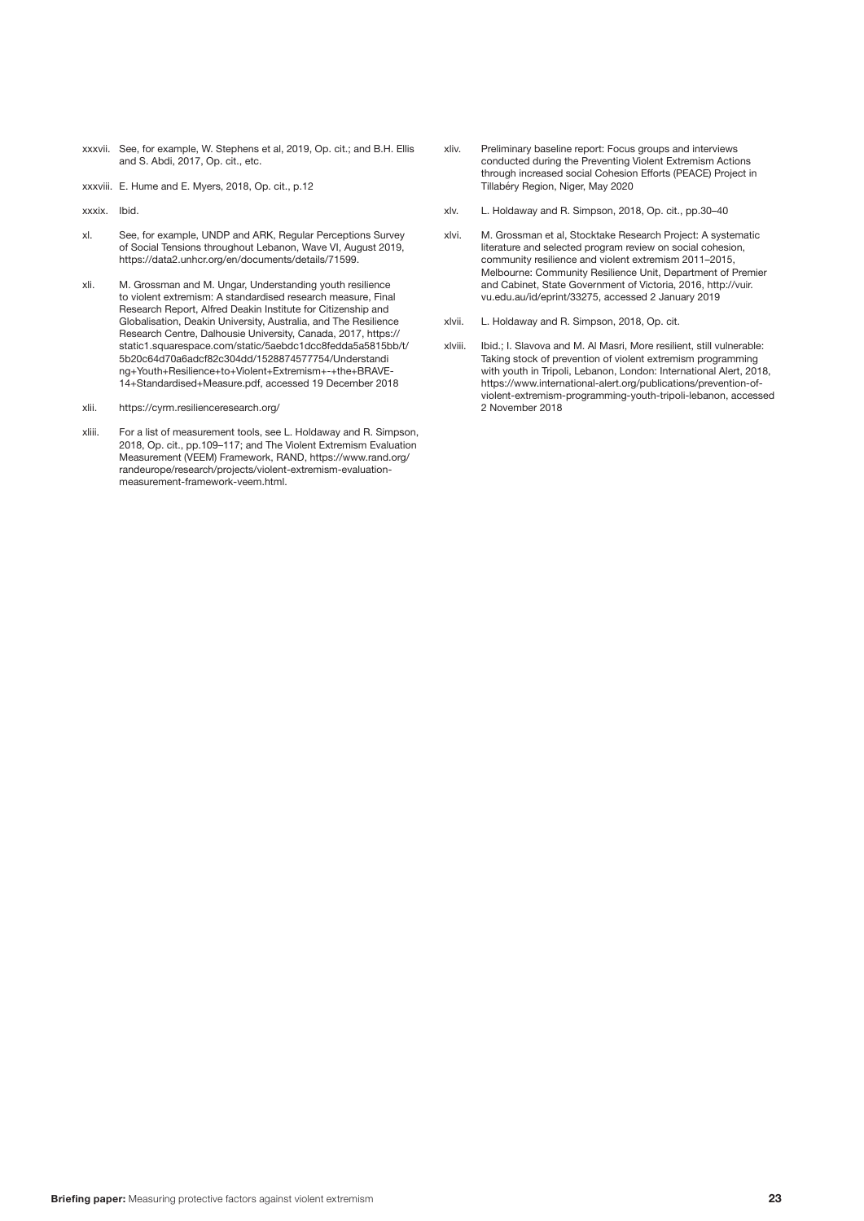xxxvii. See, for example, W. Stephens et al, 2019, Op. cit.; and B.H. Ellis and S. Abdi, 2017, Op. cit., etc.

xxxviii. E. Hume and E. Myers, 2018, Op. cit., p.12

xxxix. Ibid.

xl. See, for example, UNDP and ARK, Regular Perceptions Survey of Social Tensions throughout Lebanon, Wave VI, August 2019, https://data2.unhcr.org/en/documents/details/71599.

xli. M. Grossman and M. Ungar, Understanding youth resilience to violent extremism: A standardised research measure, Final Research Report, Alfred Deakin Institute for Citizenship and Globalisation, Deakin University, Australia, and The Resilience Research Centre, Dalhousie University, Canada, 2017, https://static1.squarespace.com/static/5aebdc1dcc8fedda5a5815bb/t/5b20c64d70a6adcf82c304dd/1528874577754/Understanding+Youth+Resilience+to+Violent+Extremism+-+the+BRAVE-14+Standardised+Measure.pdf, accessed 19 December 2018

xlii. https://cyrm.resilienceresearch.org/

xliii. For a list of measurement tools, see L. Holdaway and R. Simpson, 2018, Op. cit., pp.109–117; and The Violent Extremism Evaluation Measurement (VEEM) Framework, RAND, https://www.rand.org/randeurope/research/projects/violent-extremism-evaluation-measurement-framework-veem.html.

xliv. Preliminary baseline report: Focus groups and interviews conducted during the Preventing Violent Extremism Actions through increased social Cohesion Efforts (PEACE) Project in Tillabéry Region, Niger, May 2020

xlv. L. Holdaway and R. Simpson, 2018, Op. cit., pp.30–40

xlvi. M. Grossman et al, Stocktake Research Project: A systematic literature and selected program review on social cohesion, community resilience and violent extremism 2011–2015, Melbourne: Community Resilience Unit, Department of Premier and Cabinet, State Government of Victoria, 2016, http://vuir.vu.edu.au/id/eprint/33275, accessed 2 January 2019

xlvii. L. Holdaway and R. Simpson, 2018, Op. cit.

xlviii. Ibid.; I. Slavova and M. Al Masri, More resilient, still vulnerable: Taking stock of prevention of violent extremism programming with youth in Tripoli, Lebanon, London: International Alert, 2018, https://www.international-alert.org/publications/prevention-of-violent-extremism-programming-youth-tripoli-lebanon, accessed 2 November 2018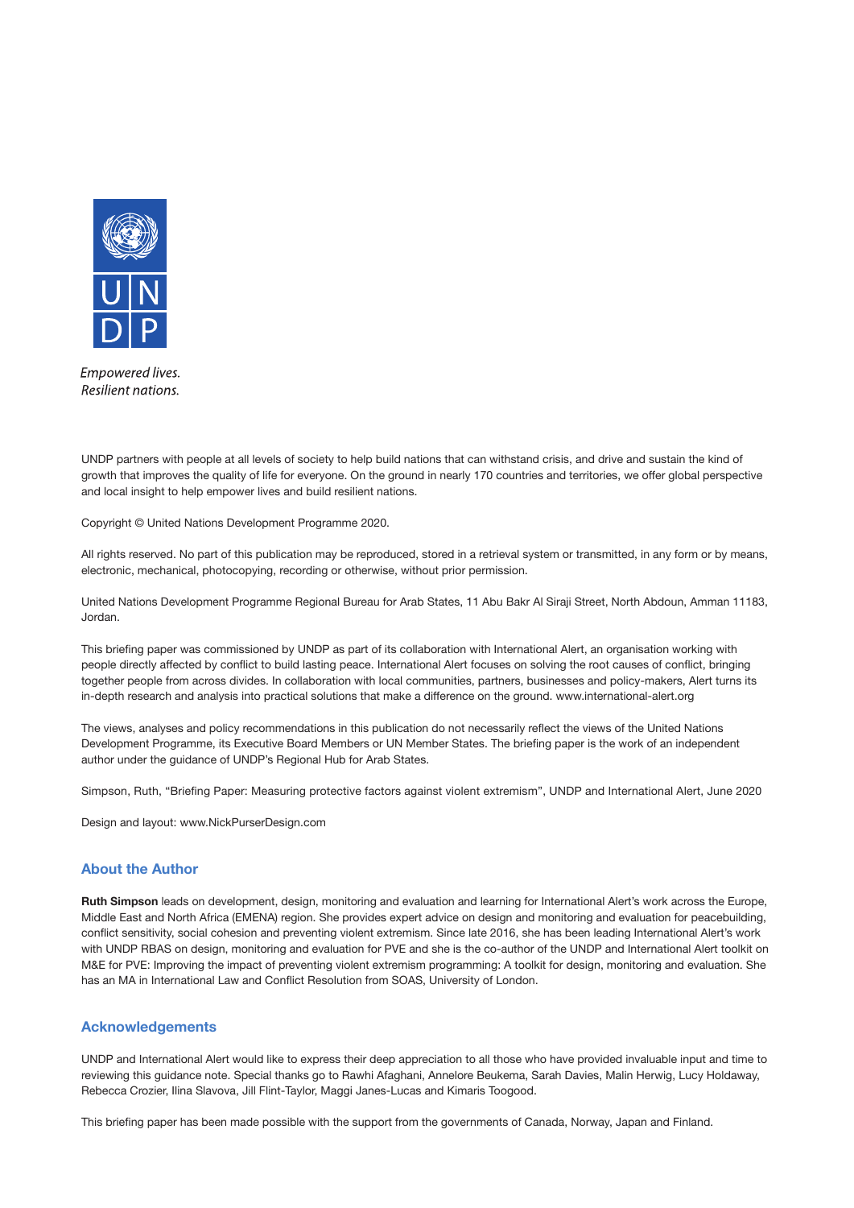*Empowered lives.*
*Resilient nations.*

UNDP partners with people at all levels of society to help build nations that can withstand crisis, and drive and sustain the kind of growth that improves the quality of life for everyone. On the ground in nearly 170 countries and territories, we offer global perspective and local insight to help empower lives and build resilient nations.

Copyright © United Nations Development Programme 2020.

All rights reserved. No part of this publication may be reproduced, stored in a retrieval system or transmitted, in any form or by means, electronic, mechanical, photocopying, recording or otherwise, without prior permission.

United Nations Development Programme Regional Bureau for Arab States, 11 Abu Bakr Al Siraji Street, North Abdoun, Amman 11183, Jordan.

This briefing paper was commissioned by UNDP as part of its collaboration with International Alert, an organisation working with people directly affected by conflict to build lasting peace. International Alert focuses on solving the root causes of conflict, bringing together people from across divides. In collaboration with local communities, partners, businesses and policy-makers, Alert turns its in-depth research and analysis into practical solutions that make a difference on the ground. www.international-alert.org

The views, analyses and policy recommendations in this publication do not necessarily reflect the views of the United Nations Development Programme, its Executive Board Members or UN Member States. The briefing paper is the work of an independent author under the guidance of UNDP's Regional Hub for Arab States.

Simpson, Ruth, "Briefing Paper: Measuring protective factors against violent extremism", UNDP and International Alert, June 2020

Design and layout: www.NickPurserDesign.com

## About the Author

**Ruth Simpson** leads on development, design, monitoring and evaluation and learning for International Alert's work across the Europe, Middle East and North Africa (EMENA) region. She provides expert advice on design and monitoring and evaluation for peacebuilding, conflict sensitivity, social cohesion and preventing violent extremism. Since late 2016, she has been leading International Alert's work with UNDP RBAS on design, monitoring and evaluation for PVE and she is the co-author of the UNDP and International Alert toolkit on M&E for PVE: Improving the impact of preventing violent extremism programming: A toolkit for design, monitoring and evaluation. She has an MA in International Law and Conflict Resolution from SOAS, University of London.

## Acknowledgements

UNDP and International Alert would like to express their deep appreciation to all those who have provided invaluable input and time to reviewing this guidance note. Special thanks go to Rawhi Afaghani, Annelore Beukema, Sarah Davies, Malin Herwig, Lucy Holdaway, Rebecca Crozier, Ilina Slavova, Jill Flint-Taylor, Maggi Janes-Lucas and Kimaris Toogood.

This briefing paper has been made possible with the support from the governments of Canada, Norway, Japan and Finland.